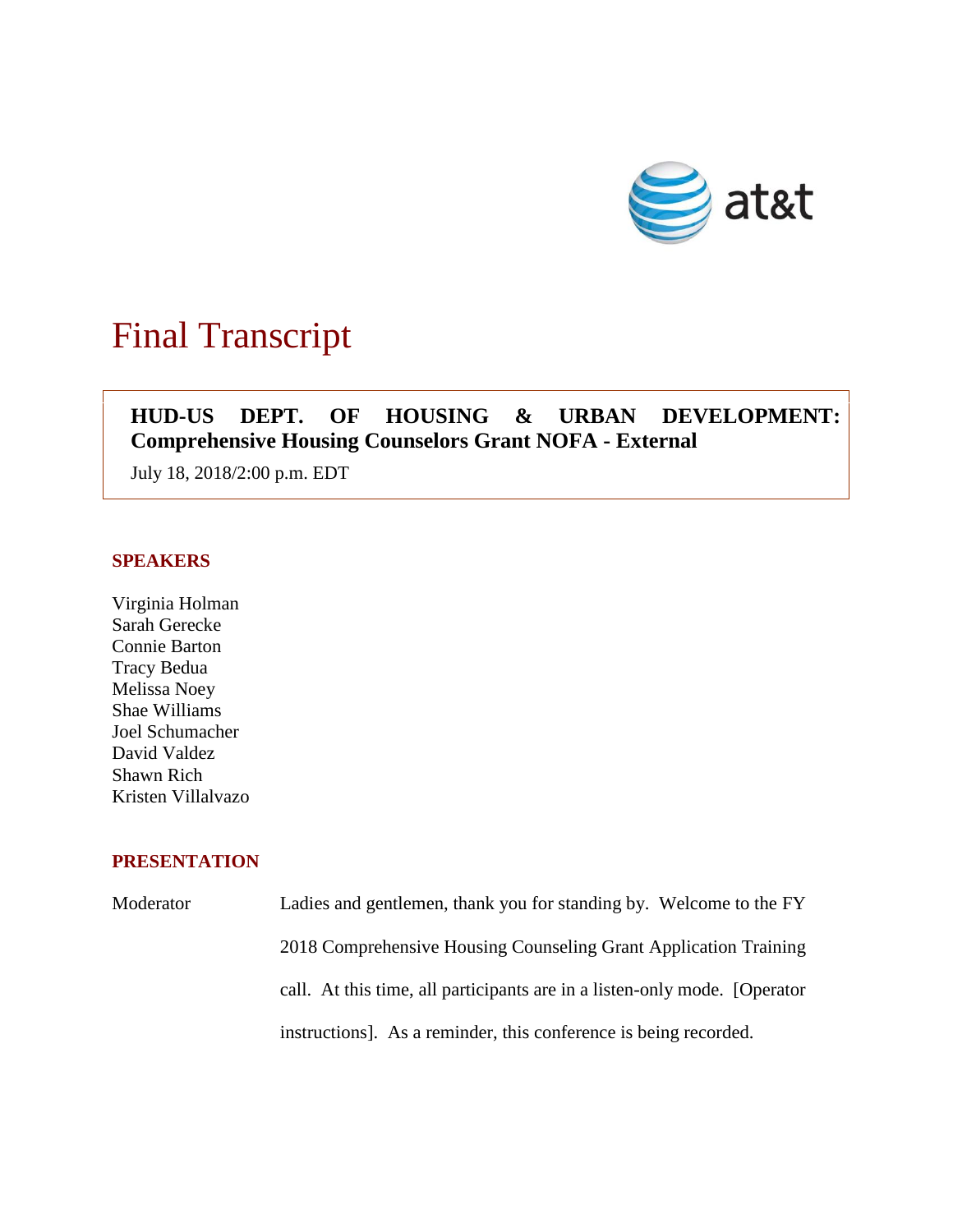# Final Transcript

**HUD-US DEPT. OF HOUSING & URBAN DEVELOPMENT: Comprehensive Housing Counselors Grant NOFA - External**

July 18, 2018/2:00 p.m. EDT

## SPEAKERS

Virginia Holman
Sarah Gerecke
Connie Barton
Tracy Bedua
Melissa Noey
Shae Williams
Joel Schumacher
David Valdez
Shawn Rich
Kristen Villalvazo

## PRESENTATION

Moderator Ladies and gentlemen, thank you for standing by. Welcome to the FY 2018 Comprehensive Housing Counseling Grant Application Training call. At this time, all participants are in a listen-only mode. [Operator instructions]. As a reminder, this conference is being recorded.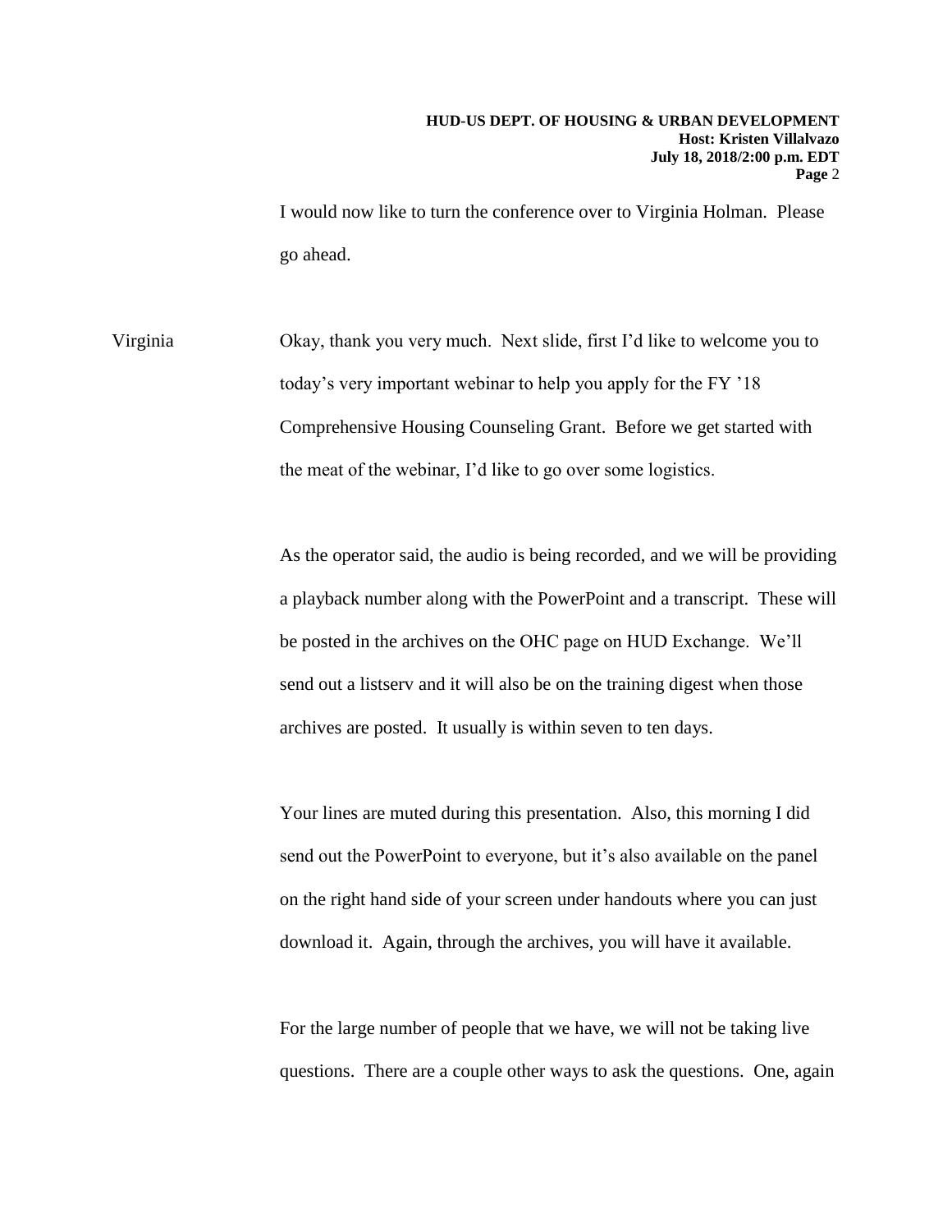I would now like to turn the conference over to Virginia Holman. Please go ahead.

Virginia Okay, thank you very much. Next slide, first I'd like to welcome you to today's very important webinar to help you apply for the FY '18 Comprehensive Housing Counseling Grant. Before we get started with the meat of the webinar, I'd like to go over some logistics.

As the operator said, the audio is being recorded, and we will be providing a playback number along with the PowerPoint and a transcript. These will be posted in the archives on the OHC page on HUD Exchange. We'll send out a listserv and it will also be on the training digest when those archives are posted. It usually is within seven to ten days.

Your lines are muted during this presentation. Also, this morning I did send out the PowerPoint to everyone, but it's also available on the panel on the right hand side of your screen under handouts where you can just download it. Again, through the archives, you will have it available.

For the large number of people that we have, we will not be taking live questions. There are a couple other ways to ask the questions. One, again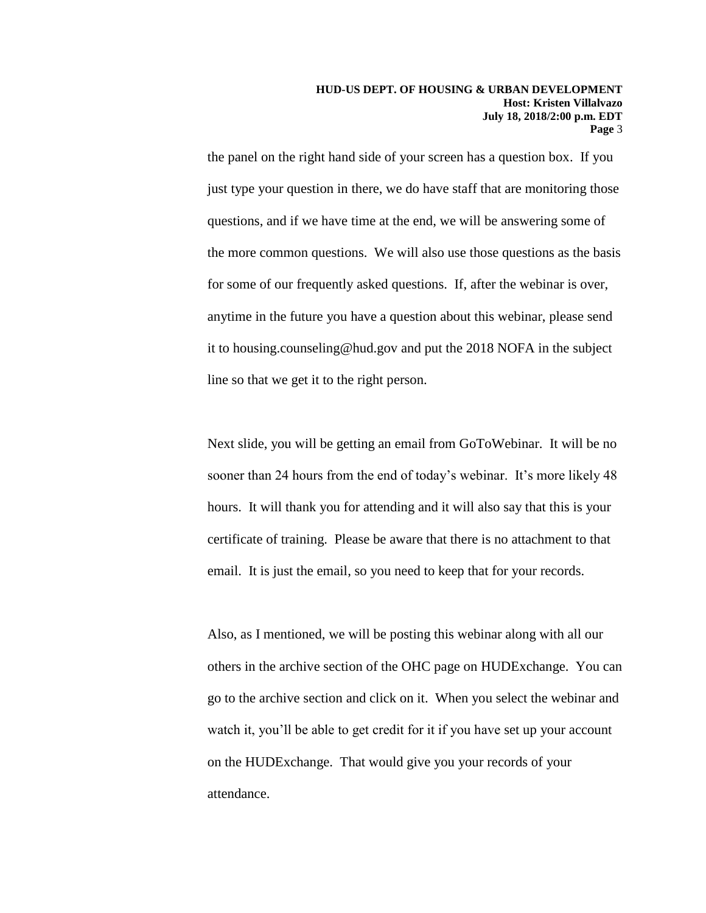the panel on the right hand side of your screen has a question box. If you just type your question in there, we do have staff that are monitoring those questions, and if we have time at the end, we will be answering some of the more common questions. We will also use those questions as the basis for some of our frequently asked questions. If, after the webinar is over, anytime in the future you have a question about this webinar, please send it to housing.counseling@hud.gov and put the 2018 NOFA in the subject line so that we get it to the right person.

Next slide, you will be getting an email from GoToWebinar. It will be no sooner than 24 hours from the end of today's webinar. It's more likely 48 hours. It will thank you for attending and it will also say that this is your certificate of training. Please be aware that there is no attachment to that email. It is just the email, so you need to keep that for your records.

Also, as I mentioned, we will be posting this webinar along with all our others in the archive section of the OHC page on HUDExchange. You can go to the archive section and click on it. When you select the webinar and watch it, you'll be able to get credit for it if you have set up your account on the HUDExchange. That would give you your records of your attendance.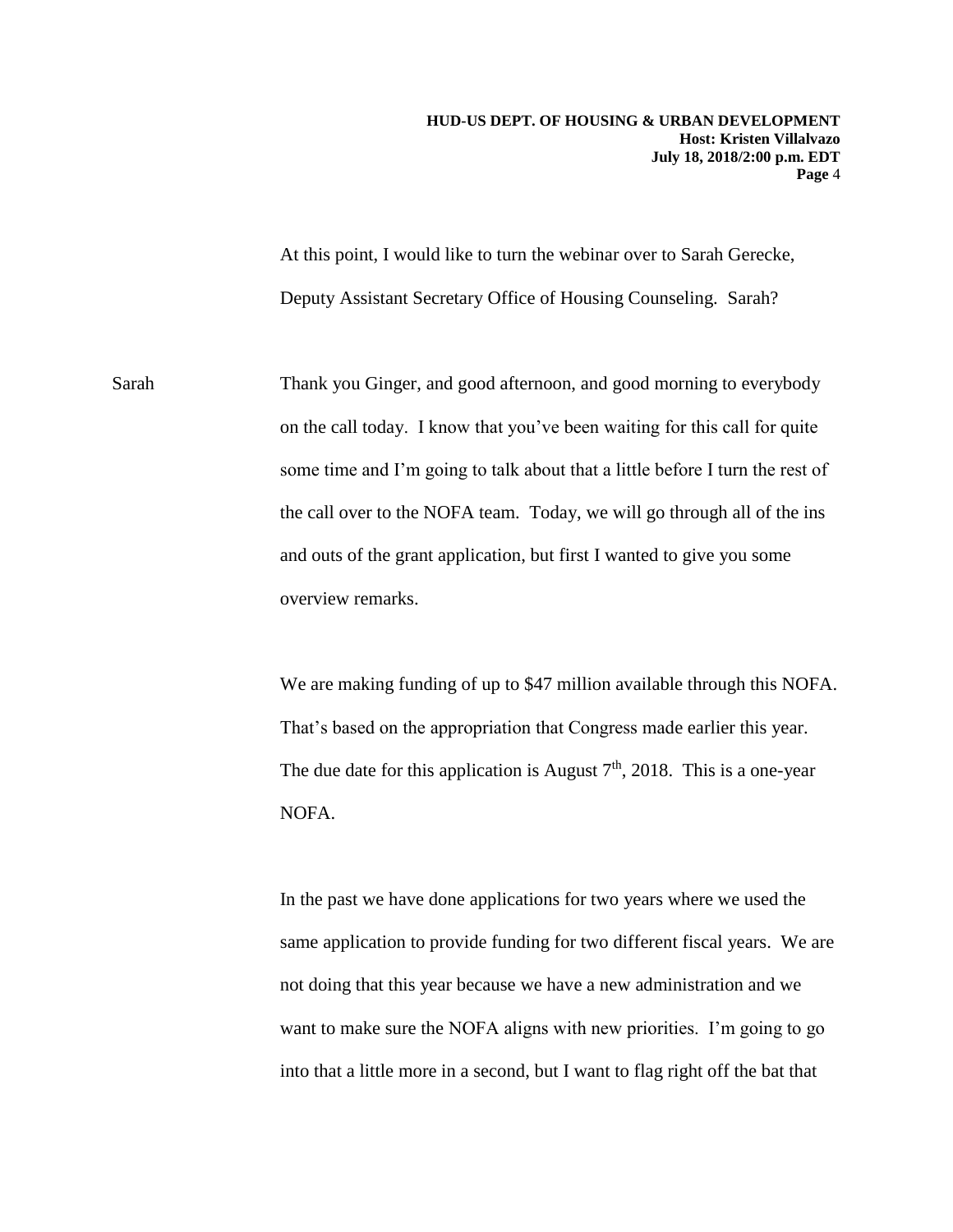At this point, I would like to turn the webinar over to Sarah Gerecke, Deputy Assistant Secretary Office of Housing Counseling. Sarah?

Sarah Thank you Ginger, and good afternoon, and good morning to everybody on the call today. I know that you've been waiting for this call for quite some time and I'm going to talk about that a little before I turn the rest of the call over to the NOFA team. Today, we will go through all of the ins and outs of the grant application, but first I wanted to give you some overview remarks.

We are making funding of up to $47 million available through this NOFA. That's based on the appropriation that Congress made earlier this year. The due date for this application is August 7th, 2018. This is a one-year NOFA.

In the past we have done applications for two years where we used the same application to provide funding for two different fiscal years. We are not doing that this year because we have a new administration and we want to make sure the NOFA aligns with new priorities. I'm going to go into that a little more in a second, but I want to flag right off the bat that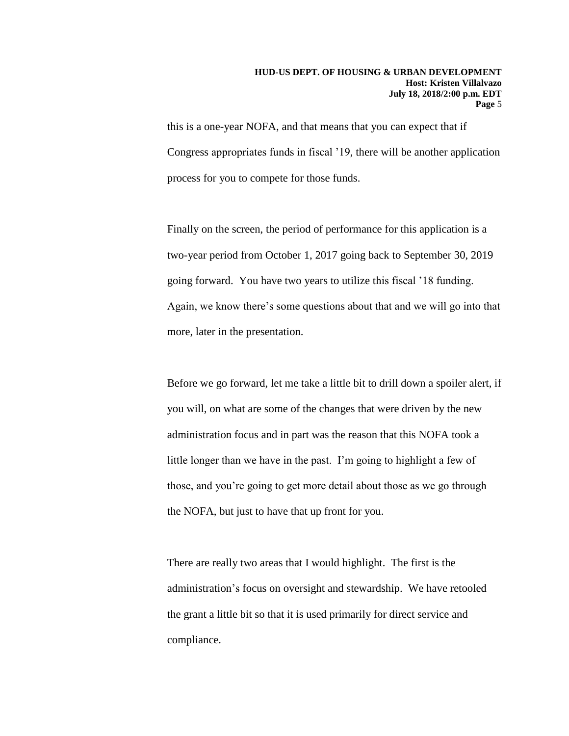this is a one-year NOFA, and that means that you can expect that if Congress appropriates funds in fiscal '19, there will be another application process for you to compete for those funds.

Finally on the screen, the period of performance for this application is a two-year period from October 1, 2017 going back to September 30, 2019 going forward. You have two years to utilize this fiscal '18 funding. Again, we know there's some questions about that and we will go into that more, later in the presentation.

Before we go forward, let me take a little bit to drill down a spoiler alert, if you will, on what are some of the changes that were driven by the new administration focus and in part was the reason that this NOFA took a little longer than we have in the past. I'm going to highlight a few of those, and you're going to get more detail about those as we go through the NOFA, but just to have that up front for you.

There are really two areas that I would highlight. The first is the administration's focus on oversight and stewardship. We have retooled the grant a little bit so that it is used primarily for direct service and compliance.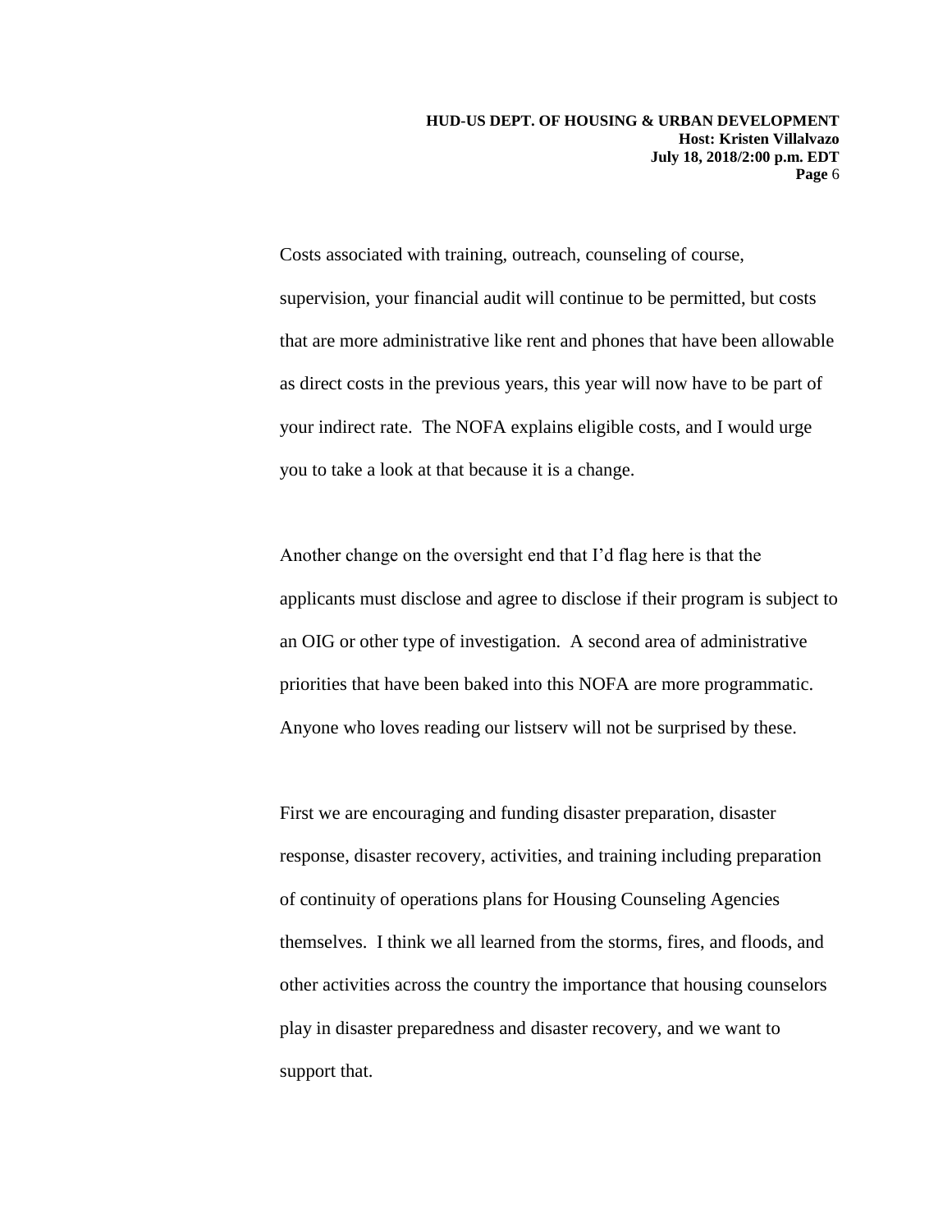Costs associated with training, outreach, counseling of course, supervision, your financial audit will continue to be permitted, but costs that are more administrative like rent and phones that have been allowable as direct costs in the previous years, this year will now have to be part of your indirect rate. The NOFA explains eligible costs, and I would urge you to take a look at that because it is a change.

Another change on the oversight end that I'd flag here is that the applicants must disclose and agree to disclose if their program is subject to an OIG or other type of investigation. A second area of administrative priorities that have been baked into this NOFA are more programmatic. Anyone who loves reading our listserv will not be surprised by these.

First we are encouraging and funding disaster preparation, disaster response, disaster recovery, activities, and training including preparation of continuity of operations plans for Housing Counseling Agencies themselves. I think we all learned from the storms, fires, and floods, and other activities across the country the importance that housing counselors play in disaster preparedness and disaster recovery, and we want to support that.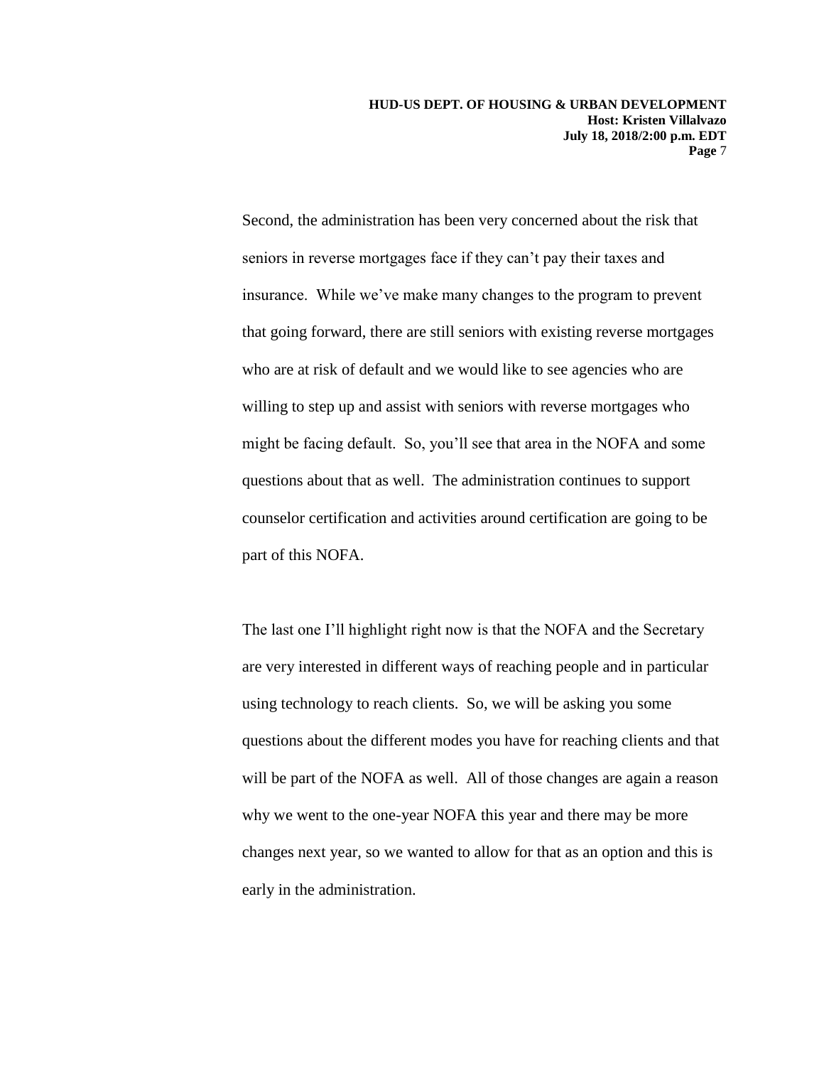Second, the administration has been very concerned about the risk that seniors in reverse mortgages face if they can’t pay their taxes and insurance. While we’ve make many changes to the program to prevent that going forward, there are still seniors with existing reverse mortgages who are at risk of default and we would like to see agencies who are willing to step up and assist with seniors with reverse mortgages who might be facing default. So, you’ll see that area in the NOFA and some questions about that as well. The administration continues to support counselor certification and activities around certification are going to be part of this NOFA.

The last one I’ll highlight right now is that the NOFA and the Secretary are very interested in different ways of reaching people and in particular using technology to reach clients. So, we will be asking you some questions about the different modes you have for reaching clients and that will be part of the NOFA as well. All of those changes are again a reason why we went to the one-year NOFA this year and there may be more changes next year, so we wanted to allow for that as an option and this is early in the administration.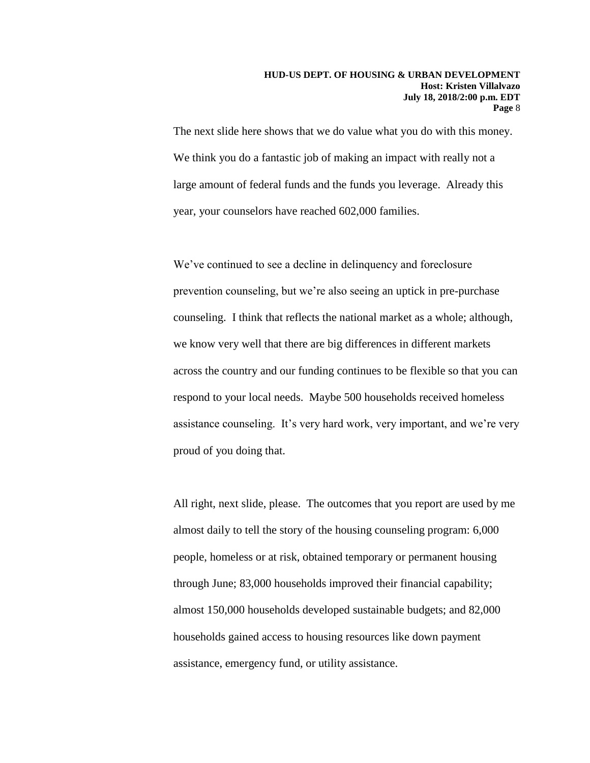The next slide here shows that we do value what you do with this money. We think you do a fantastic job of making an impact with really not a large amount of federal funds and the funds you leverage. Already this year, your counselors have reached 602,000 families.

We've continued to see a decline in delinquency and foreclosure prevention counseling, but we're also seeing an uptick in pre-purchase counseling. I think that reflects the national market as a whole; although, we know very well that there are big differences in different markets across the country and our funding continues to be flexible so that you can respond to your local needs. Maybe 500 households received homeless assistance counseling. It's very hard work, very important, and we're very proud of you doing that.

All right, next slide, please. The outcomes that you report are used by me almost daily to tell the story of the housing counseling program: 6,000 people, homeless or at risk, obtained temporary or permanent housing through June; 83,000 households improved their financial capability; almost 150,000 households developed sustainable budgets; and 82,000 households gained access to housing resources like down payment assistance, emergency fund, or utility assistance.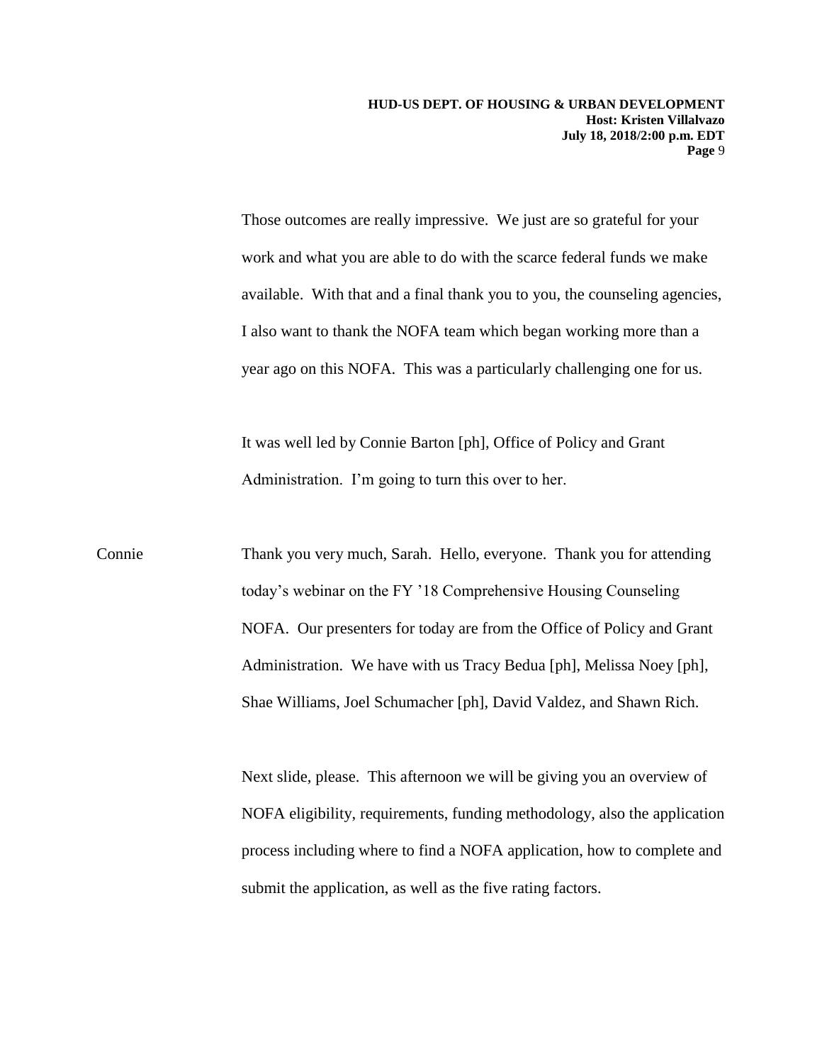Those outcomes are really impressive. We just are so grateful for your work and what you are able to do with the scarce federal funds we make available. With that and a final thank you to you, the counseling agencies, I also want to thank the NOFA team which began working more than a year ago on this NOFA. This was a particularly challenging one for us.

It was well led by Connie Barton [ph], Office of Policy and Grant Administration. I'm going to turn this over to her.

Connie Thank you very much, Sarah. Hello, everyone. Thank you for attending today's webinar on the FY '18 Comprehensive Housing Counseling NOFA. Our presenters for today are from the Office of Policy and Grant Administration. We have with us Tracy Bedua [ph], Melissa Noey [ph], Shae Williams, Joel Schumacher [ph], David Valdez, and Shawn Rich.

Next slide, please. This afternoon we will be giving you an overview of NOFA eligibility, requirements, funding methodology, also the application process including where to find a NOFA application, how to complete and submit the application, as well as the five rating factors.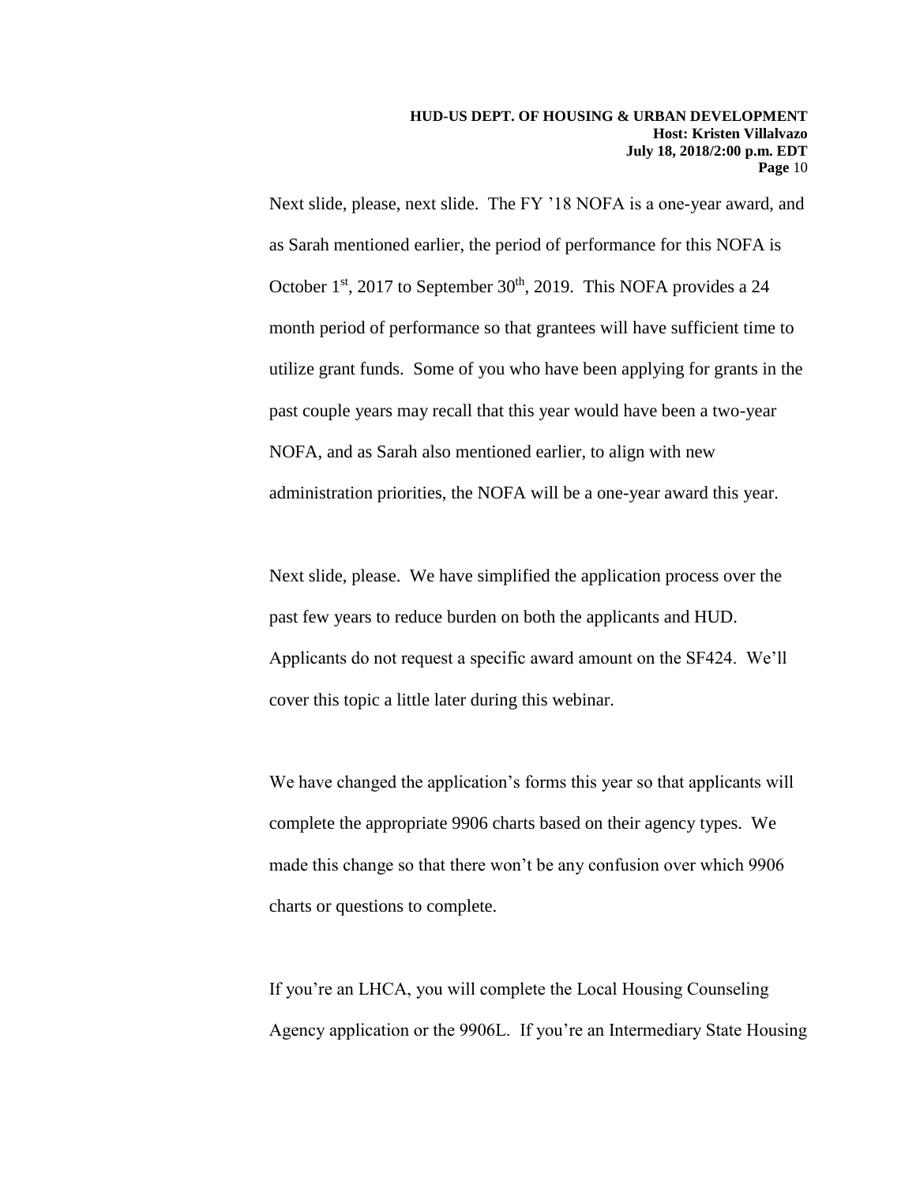Next slide, please, next slide. The FY '18 NOFA is a one-year award, and as Sarah mentioned earlier, the period of performance for this NOFA is October 1st, 2017 to September 30th, 2019. This NOFA provides a 24 month period of performance so that grantees will have sufficient time to utilize grant funds. Some of you who have been applying for grants in the past couple years may recall that this year would have been a two-year NOFA, and as Sarah also mentioned earlier, to align with new administration priorities, the NOFA will be a one-year award this year.

Next slide, please. We have simplified the application process over the past few years to reduce burden on both the applicants and HUD. Applicants do not request a specific award amount on the SF424. We'll cover this topic a little later during this webinar.

We have changed the application's forms this year so that applicants will complete the appropriate 9906 charts based on their agency types. We made this change so that there won't be any confusion over which 9906 charts or questions to complete.

If you're an LHCA, you will complete the Local Housing Counseling Agency application or the 9906L. If you're an Intermediary State Housing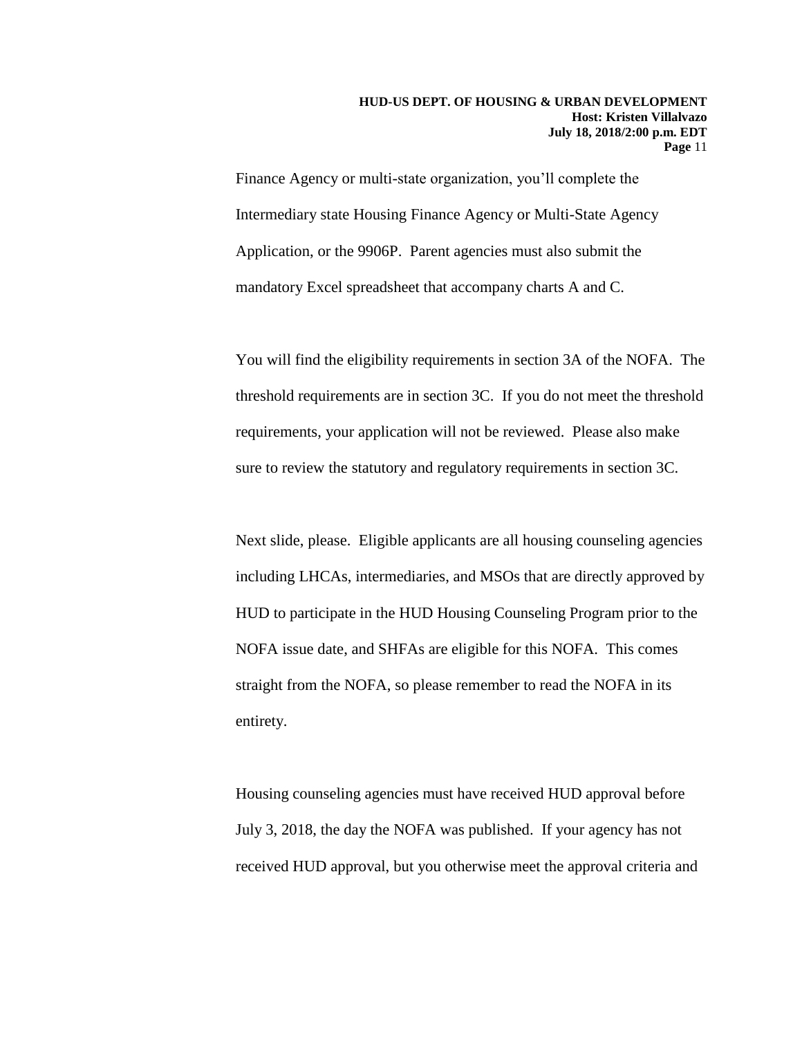Finance Agency or multi-state organization, you'll complete the Intermediary state Housing Finance Agency or Multi-State Agency Application, or the 9906P. Parent agencies must also submit the mandatory Excel spreadsheet that accompany charts A and C.

You will find the eligibility requirements in section 3A of the NOFA. The threshold requirements are in section 3C. If you do not meet the threshold requirements, your application will not be reviewed. Please also make sure to review the statutory and regulatory requirements in section 3C.

Next slide, please. Eligible applicants are all housing counseling agencies including LHCAs, intermediaries, and MSOs that are directly approved by HUD to participate in the HUD Housing Counseling Program prior to the NOFA issue date, and SHFAs are eligible for this NOFA. This comes straight from the NOFA, so please remember to read the NOFA in its entirety.

Housing counseling agencies must have received HUD approval before July 3, 2018, the day the NOFA was published. If your agency has not received HUD approval, but you otherwise meet the approval criteria and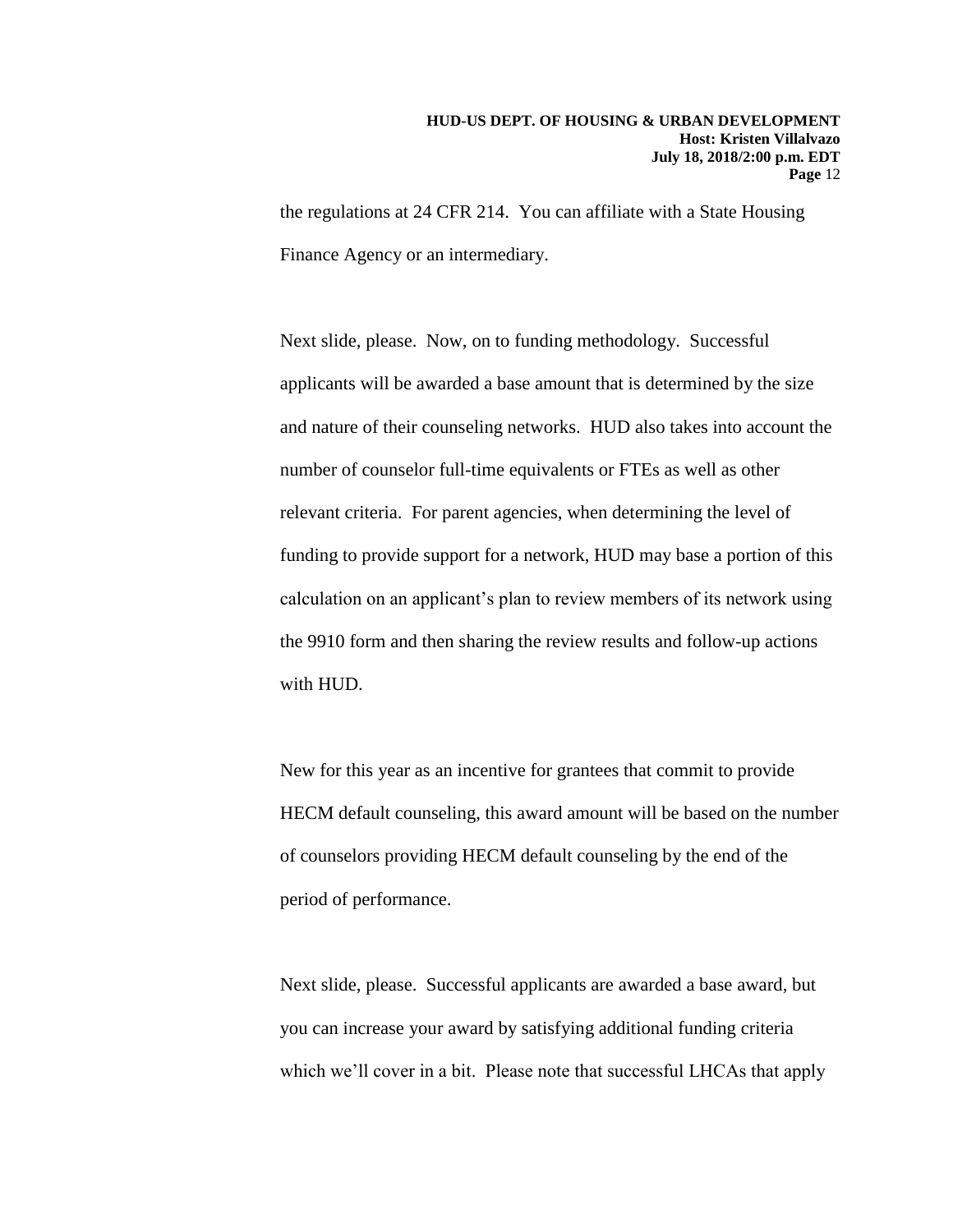the regulations at 24 CFR 214. You can affiliate with a State Housing Finance Agency or an intermediary.

Next slide, please. Now, on to funding methodology. Successful applicants will be awarded a base amount that is determined by the size and nature of their counseling networks. HUD also takes into account the number of counselor full-time equivalents or FTEs as well as other relevant criteria. For parent agencies, when determining the level of funding to provide support for a network, HUD may base a portion of this calculation on an applicant's plan to review members of its network using the 9910 form and then sharing the review results and follow-up actions with HUD.

New for this year as an incentive for grantees that commit to provide HECM default counseling, this award amount will be based on the number of counselors providing HECM default counseling by the end of the period of performance.

Next slide, please. Successful applicants are awarded a base award, but you can increase your award by satisfying additional funding criteria which we'll cover in a bit. Please note that successful LHCAs that apply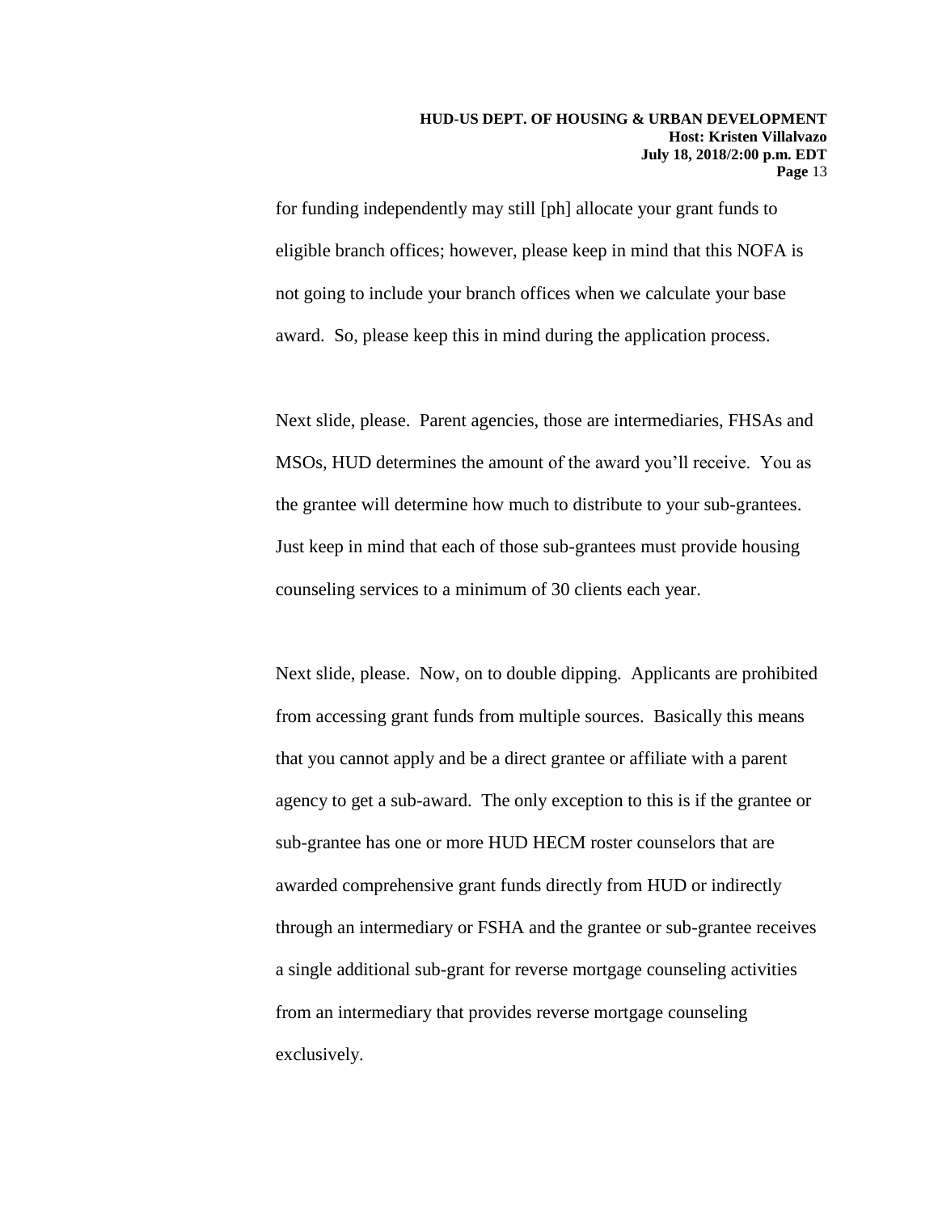for funding independently may still [ph] allocate your grant funds to eligible branch offices; however, please keep in mind that this NOFA is not going to include your branch offices when we calculate your base award. So, please keep this in mind during the application process.

Next slide, please. Parent agencies, those are intermediaries, FHSAs and MSOs, HUD determines the amount of the award you'll receive. You as the grantee will determine how much to distribute to your sub-grantees. Just keep in mind that each of those sub-grantees must provide housing counseling services to a minimum of 30 clients each year.

Next slide, please. Now, on to double dipping. Applicants are prohibited from accessing grant funds from multiple sources. Basically this means that you cannot apply and be a direct grantee or affiliate with a parent agency to get a sub-award. The only exception to this is if the grantee or sub-grantee has one or more HUD HECM roster counselors that are awarded comprehensive grant funds directly from HUD or indirectly through an intermediary or FSHA and the grantee or sub-grantee receives a single additional sub-grant for reverse mortgage counseling activities from an intermediary that provides reverse mortgage counseling exclusively.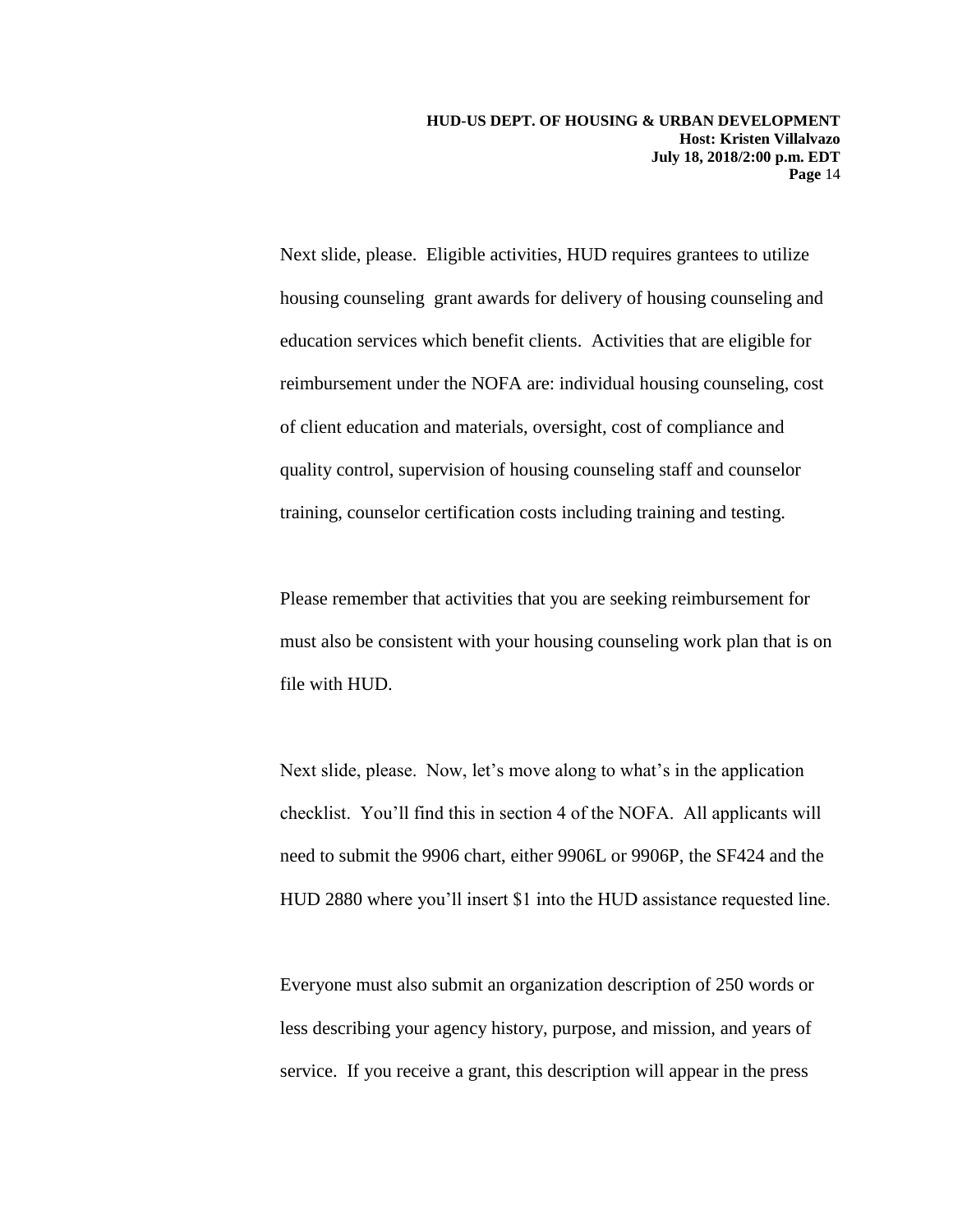Next slide, please. Eligible activities, HUD requires grantees to utilize housing counseling grant awards for delivery of housing counseling and education services which benefit clients. Activities that are eligible for reimbursement under the NOFA are: individual housing counseling, cost of client education and materials, oversight, cost of compliance and quality control, supervision of housing counseling staff and counselor training, counselor certification costs including training and testing.

Please remember that activities that you are seeking reimbursement for must also be consistent with your housing counseling work plan that is on file with HUD.

Next slide, please. Now, let's move along to what's in the application checklist. You'll find this in section 4 of the NOFA. All applicants will need to submit the 9906 chart, either 9906L or 9906P, the SF424 and the HUD 2880 where you'll insert $1 into the HUD assistance requested line.

Everyone must also submit an organization description of 250 words or less describing your agency history, purpose, and mission, and years of service. If you receive a grant, this description will appear in the press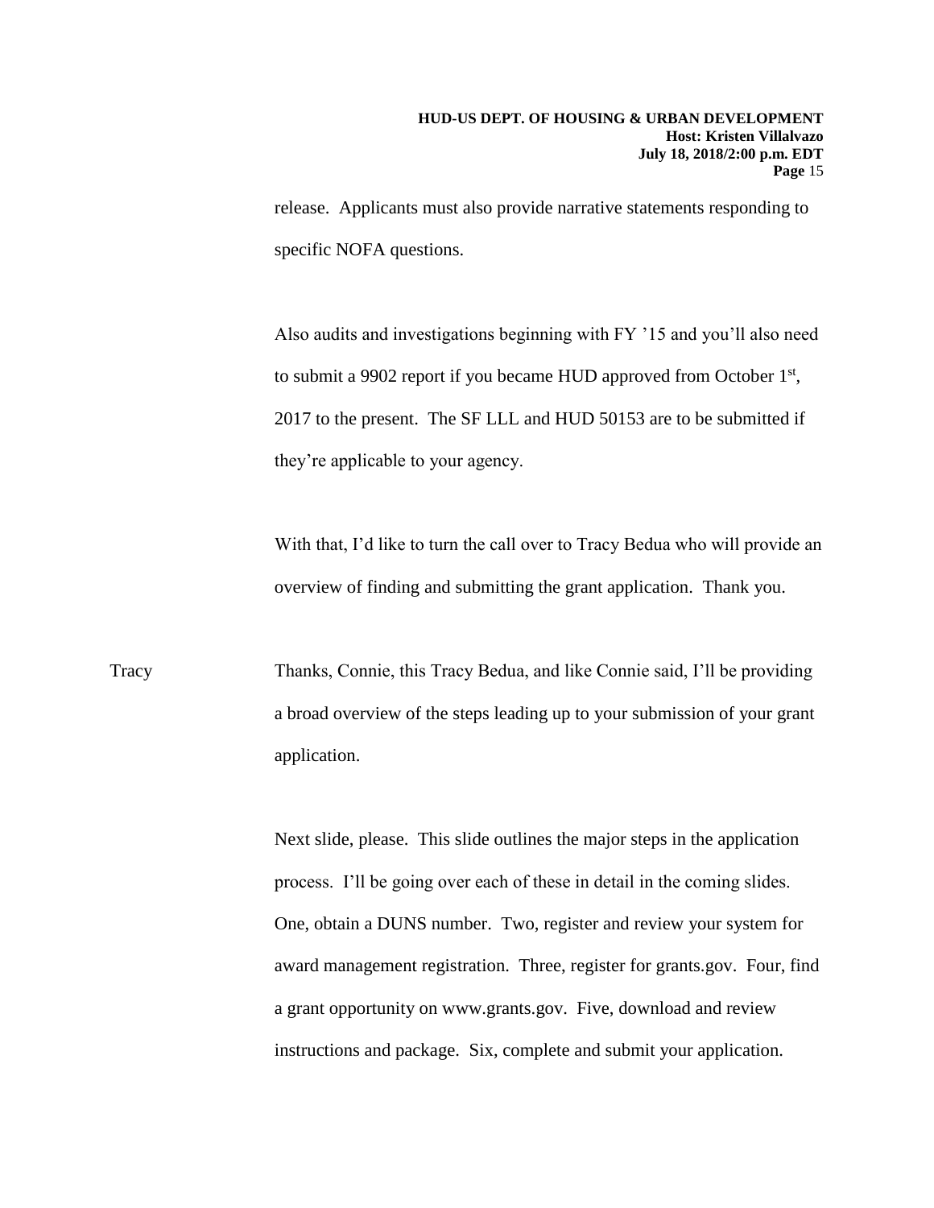release. Applicants must also provide narrative statements responding to specific NOFA questions.

Also audits and investigations beginning with FY '15 and you'll also need to submit a 9902 report if you became HUD approved from October 1st, 2017 to the present. The SF LLL and HUD 50153 are to be submitted if they're applicable to your agency.

With that, I'd like to turn the call over to Tracy Bedua who will provide an overview of finding and submitting the grant application. Thank you.

Tracy: Thanks, Connie, this Tracy Bedua, and like Connie said, I'll be providing a broad overview of the steps leading up to your submission of your grant application.

Next slide, please. This slide outlines the major steps in the application process. I'll be going over each of these in detail in the coming slides. One, obtain a DUNS number. Two, register and review your system for award management registration. Three, register for grants.gov. Four, find a grant opportunity on www.grants.gov. Five, download and review instructions and package. Six, complete and submit your application.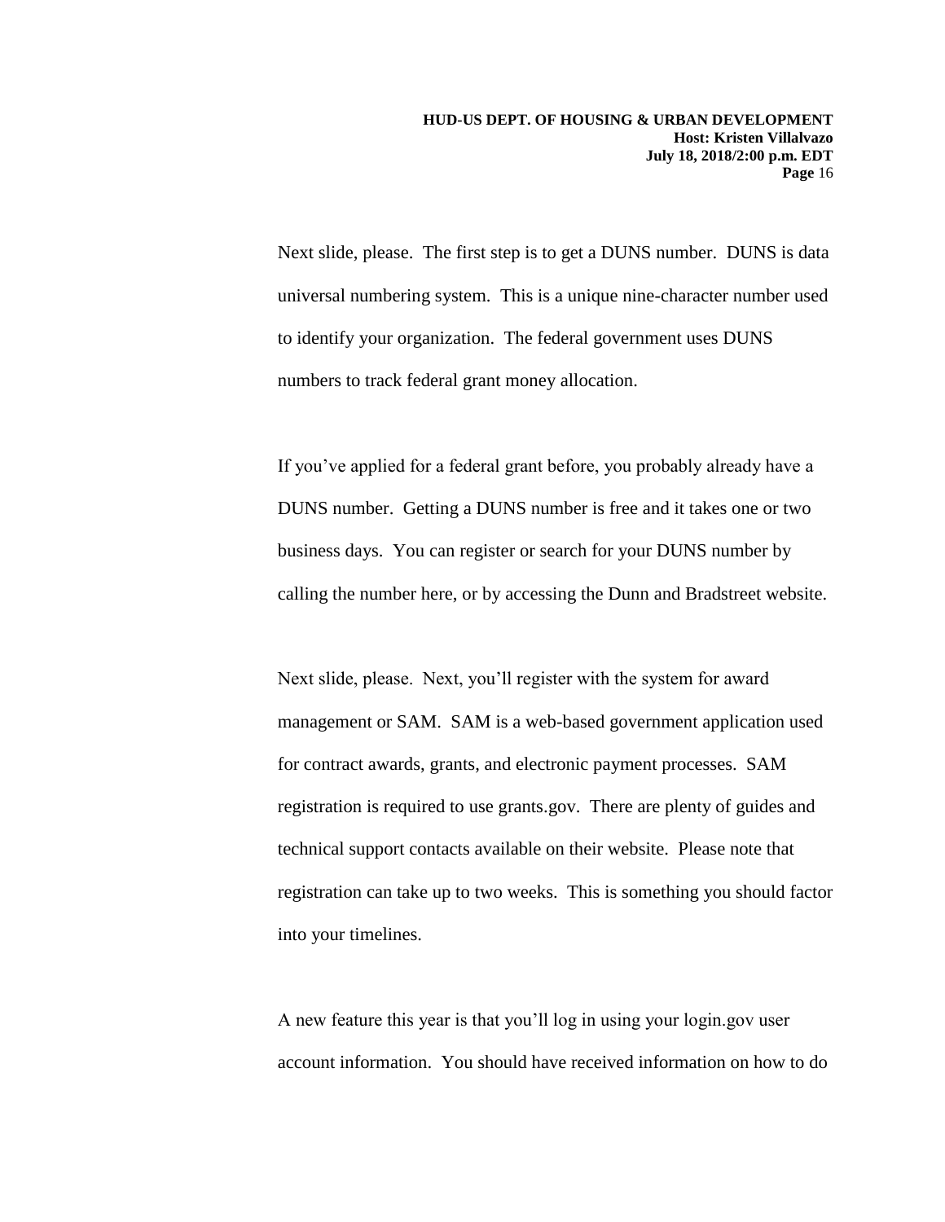Next slide, please. The first step is to get a DUNS number. DUNS is data universal numbering system. This is a unique nine-character number used to identify your organization. The federal government uses DUNS numbers to track federal grant money allocation.

If you've applied for a federal grant before, you probably already have a DUNS number. Getting a DUNS number is free and it takes one or two business days. You can register or search for your DUNS number by calling the number here, or by accessing the Dunn and Bradstreet website.

Next slide, please. Next, you'll register with the system for award management or SAM. SAM is a web-based government application used for contract awards, grants, and electronic payment processes. SAM registration is required to use grants.gov. There are plenty of guides and technical support contacts available on their website. Please note that registration can take up to two weeks. This is something you should factor into your timelines.

A new feature this year is that you'll log in using your login.gov user account information. You should have received information on how to do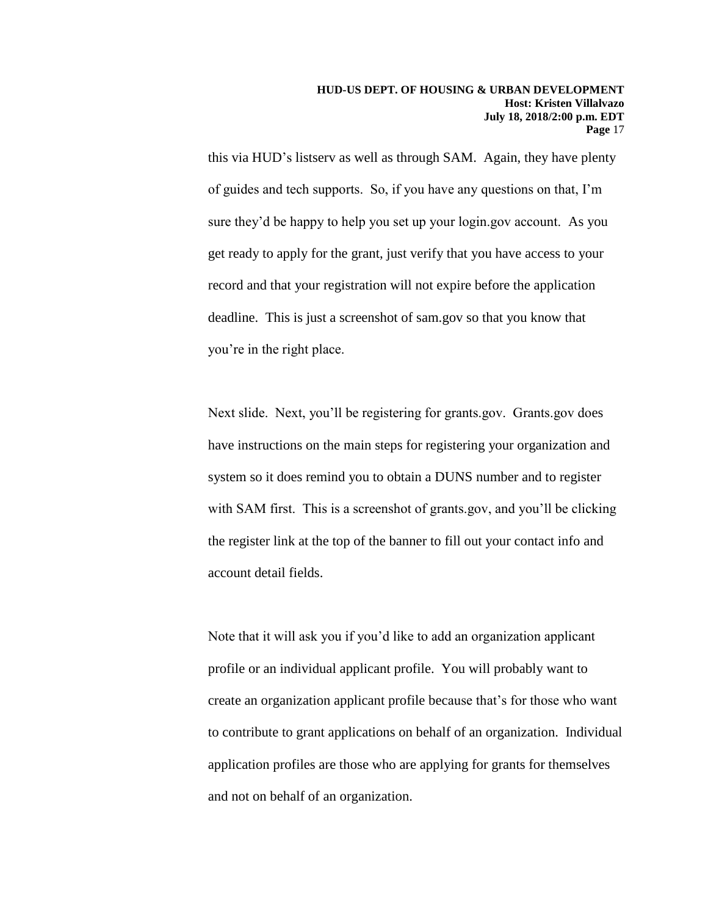this via HUD's listserv as well as through SAM. Again, they have plenty of guides and tech supports. So, if you have any questions on that, I'm sure they'd be happy to help you set up your login.gov account. As you get ready to apply for the grant, just verify that you have access to your record and that your registration will not expire before the application deadline. This is just a screenshot of sam.gov so that you know that you're in the right place.

Next slide. Next, you'll be registering for grants.gov. Grants.gov does have instructions on the main steps for registering your organization and system so it does remind you to obtain a DUNS number and to register with SAM first. This is a screenshot of grants.gov, and you'll be clicking the register link at the top of the banner to fill out your contact info and account detail fields.

Note that it will ask you if you'd like to add an organization applicant profile or an individual applicant profile. You will probably want to create an organization applicant profile because that's for those who want to contribute to grant applications on behalf of an organization. Individual application profiles are those who are applying for grants for themselves and not on behalf of an organization.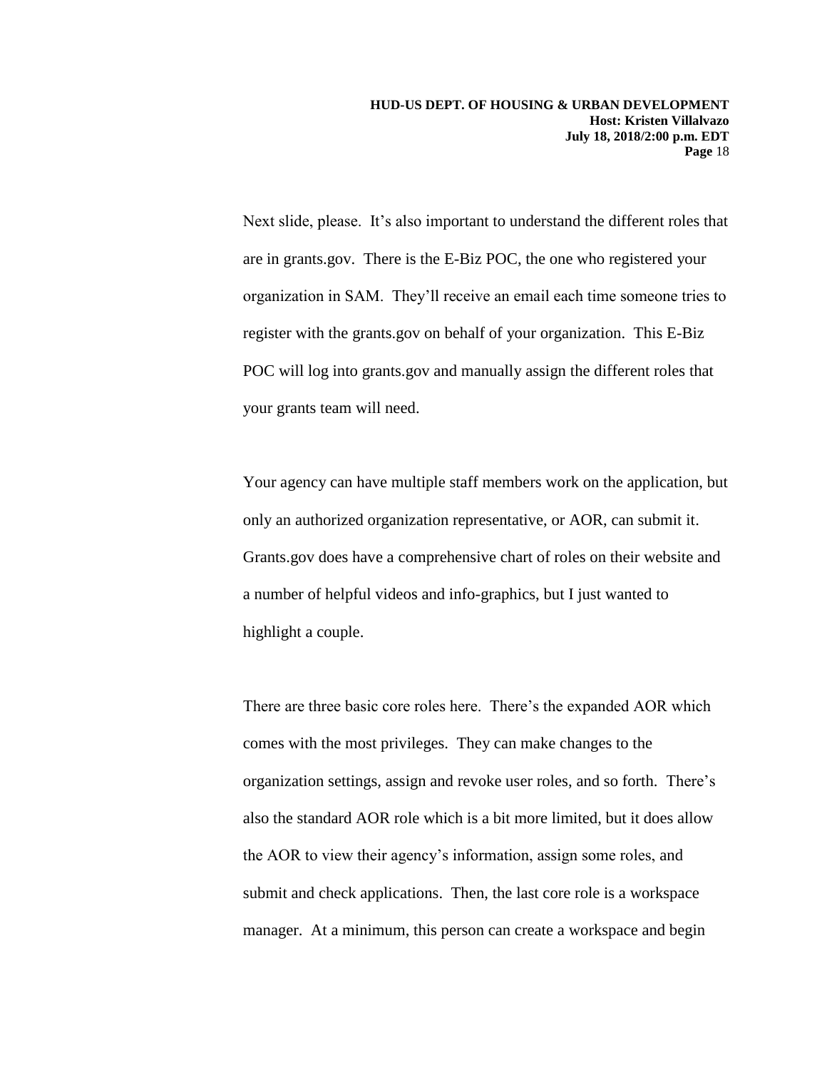Next slide, please. It's also important to understand the different roles that are in grants.gov. There is the E-Biz POC, the one who registered your organization in SAM. They'll receive an email each time someone tries to register with the grants.gov on behalf of your organization. This E-Biz POC will log into grants.gov and manually assign the different roles that your grants team will need.

Your agency can have multiple staff members work on the application, but only an authorized organization representative, or AOR, can submit it. Grants.gov does have a comprehensive chart of roles on their website and a number of helpful videos and info-graphics, but I just wanted to highlight a couple.

There are three basic core roles here. There's the expanded AOR which comes with the most privileges. They can make changes to the organization settings, assign and revoke user roles, and so forth. There's also the standard AOR role which is a bit more limited, but it does allow the AOR to view their agency's information, assign some roles, and submit and check applications. Then, the last core role is a workspace manager. At a minimum, this person can create a workspace and begin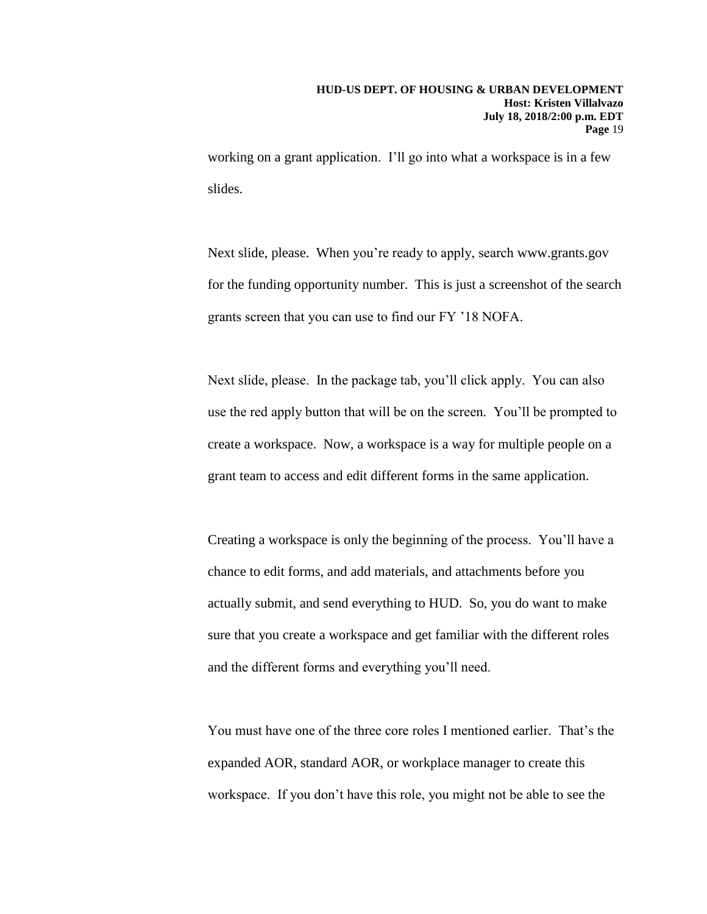working on a grant application. I'll go into what a workspace is in a few slides.

Next slide, please. When you're ready to apply, search www.grants.gov for the funding opportunity number. This is just a screenshot of the search grants screen that you can use to find our FY '18 NOFA.

Next slide, please. In the package tab, you'll click apply. You can also use the red apply button that will be on the screen. You'll be prompted to create a workspace. Now, a workspace is a way for multiple people on a grant team to access and edit different forms in the same application.

Creating a workspace is only the beginning of the process. You'll have a chance to edit forms, and add materials, and attachments before you actually submit, and send everything to HUD. So, you do want to make sure that you create a workspace and get familiar with the different roles and the different forms and everything you'll need.

You must have one of the three core roles I mentioned earlier. That's the expanded AOR, standard AOR, or workplace manager to create this workspace. If you don't have this role, you might not be able to see the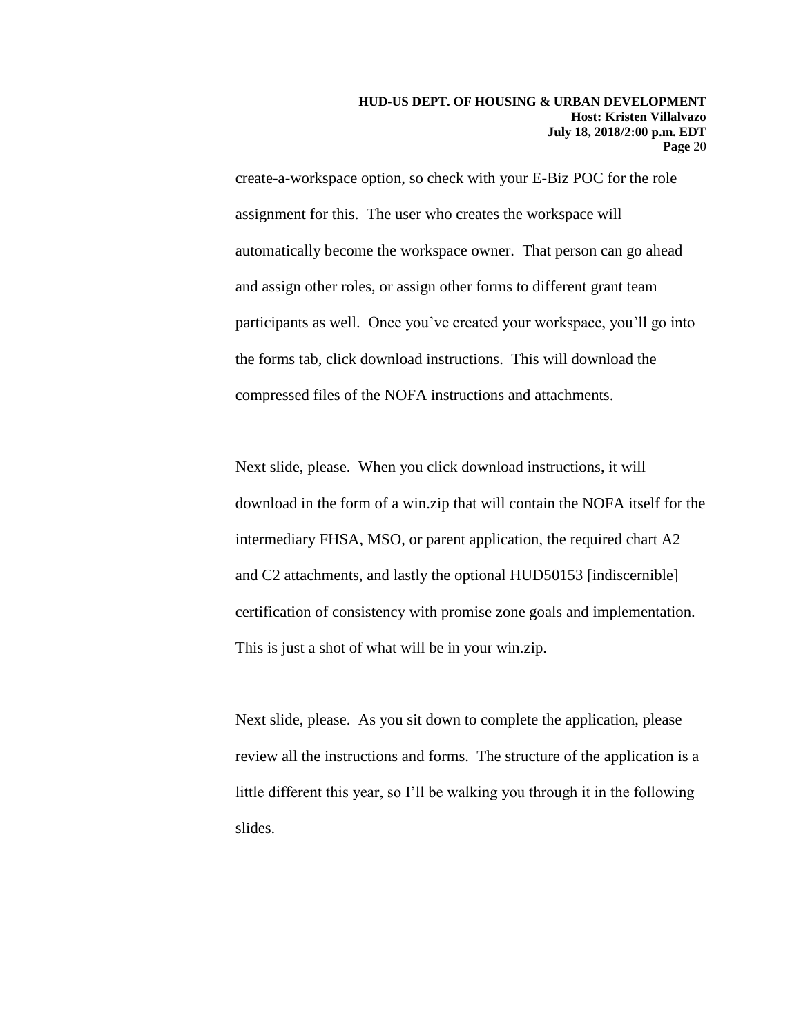create-a-workspace option, so check with your E-Biz POC for the role assignment for this. The user who creates the workspace will automatically become the workspace owner. That person can go ahead and assign other roles, or assign other forms to different grant team participants as well. Once you've created your workspace, you'll go into the forms tab, click download instructions. This will download the compressed files of the NOFA instructions and attachments.

Next slide, please. When you click download instructions, it will download in the form of a win.zip that will contain the NOFA itself for the intermediary FHSA, MSO, or parent application, the required chart A2 and C2 attachments, and lastly the optional HUD50153 [indiscernible] certification of consistency with promise zone goals and implementation. This is just a shot of what will be in your win.zip.

Next slide, please. As you sit down to complete the application, please review all the instructions and forms. The structure of the application is a little different this year, so I'll be walking you through it in the following slides.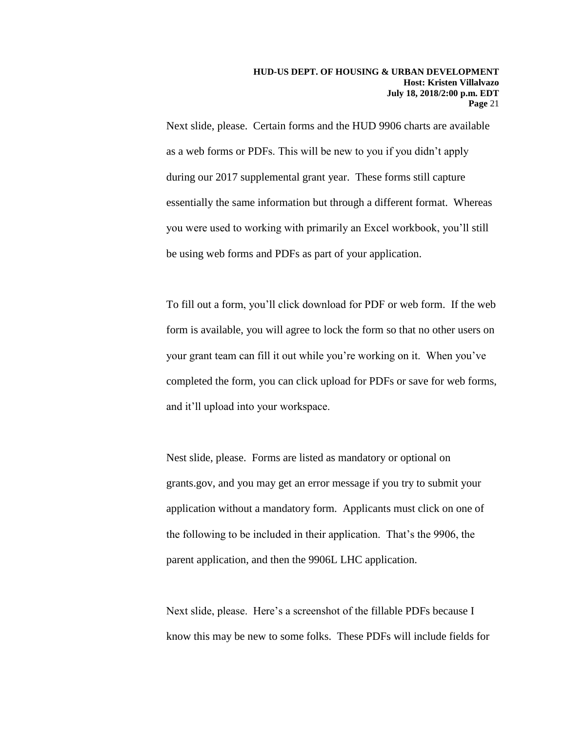Next slide, please. Certain forms and the HUD 9906 charts are available as a web forms or PDFs. This will be new to you if you didn't apply during our 2017 supplemental grant year. These forms still capture essentially the same information but through a different format. Whereas you were used to working with primarily an Excel workbook, you'll still be using web forms and PDFs as part of your application.

To fill out a form, you'll click download for PDF or web form. If the web form is available, you will agree to lock the form so that no other users on your grant team can fill it out while you're working on it. When you've completed the form, you can click upload for PDFs or save for web forms, and it'll upload into your workspace.

Nest slide, please. Forms are listed as mandatory or optional on grants.gov, and you may get an error message if you try to submit your application without a mandatory form. Applicants must click on one of the following to be included in their application. That's the 9906, the parent application, and then the 9906L LHC application.

Next slide, please. Here's a screenshot of the fillable PDFs because I know this may be new to some folks. These PDFs will include fields for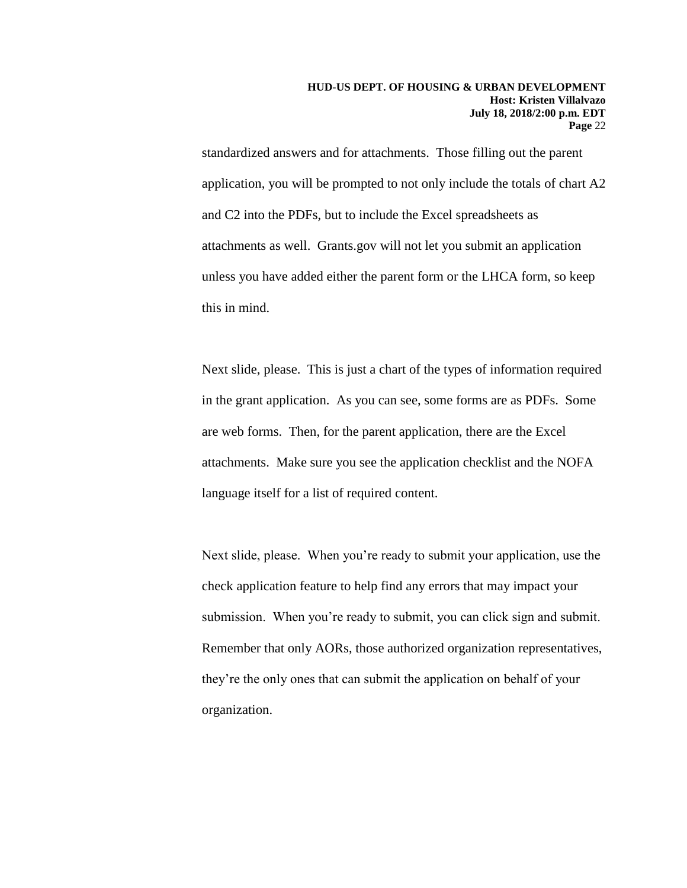standardized answers and for attachments. Those filling out the parent application, you will be prompted to not only include the totals of chart A2 and C2 into the PDFs, but to include the Excel spreadsheets as attachments as well. Grants.gov will not let you submit an application unless you have added either the parent form or the LHCA form, so keep this in mind.

Next slide, please. This is just a chart of the types of information required in the grant application. As you can see, some forms are as PDFs. Some are web forms. Then, for the parent application, there are the Excel attachments. Make sure you see the application checklist and the NOFA language itself for a list of required content.

Next slide, please. When you're ready to submit your application, use the check application feature to help find any errors that may impact your submission. When you're ready to submit, you can click sign and submit. Remember that only AORs, those authorized organization representatives, they're the only ones that can submit the application on behalf of your organization.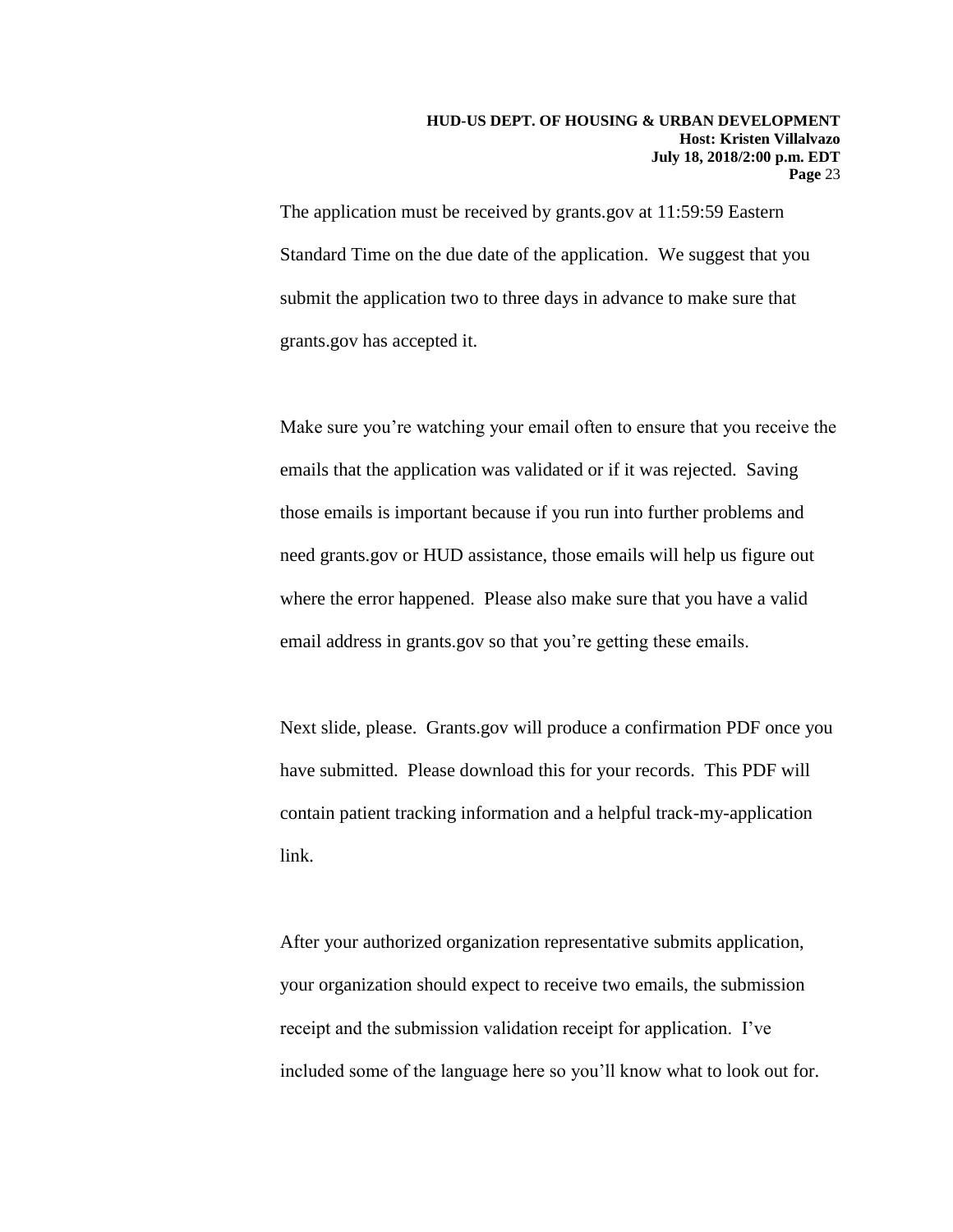The application must be received by grants.gov at 11:59:59 Eastern Standard Time on the due date of the application. We suggest that you submit the application two to three days in advance to make sure that grants.gov has accepted it.

Make sure you're watching your email often to ensure that you receive the emails that the application was validated or if it was rejected. Saving those emails is important because if you run into further problems and need grants.gov or HUD assistance, those emails will help us figure out where the error happened. Please also make sure that you have a valid email address in grants.gov so that you're getting these emails.

Next slide, please. Grants.gov will produce a confirmation PDF once you have submitted. Please download this for your records. This PDF will contain patient tracking information and a helpful track-my-application link.

After your authorized organization representative submits application, your organization should expect to receive two emails, the submission receipt and the submission validation receipt for application. I've included some of the language here so you'll know what to look out for.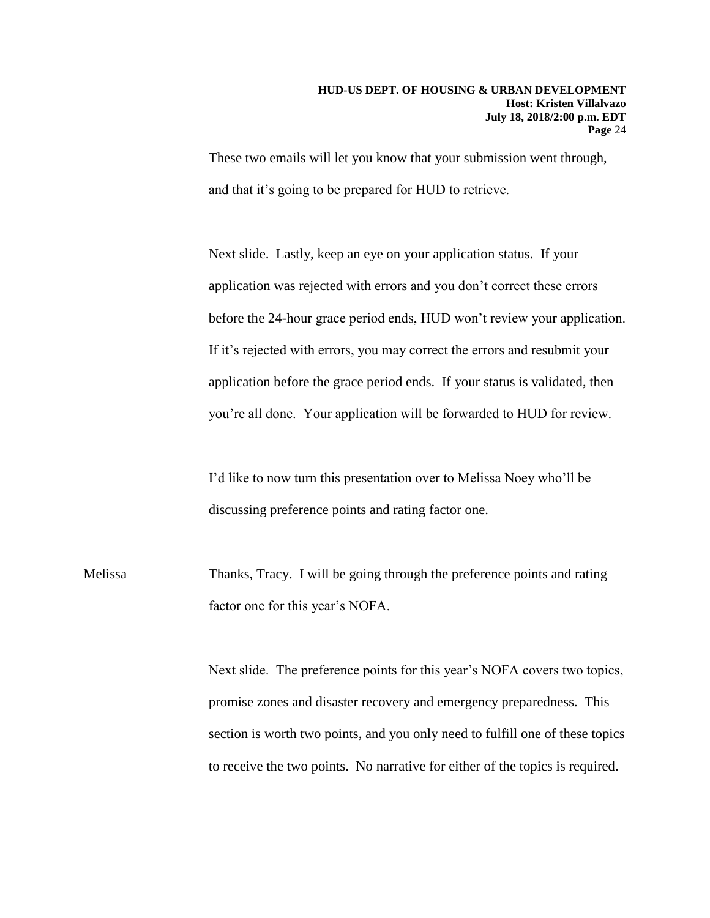These two emails will let you know that your submission went through, and that it's going to be prepared for HUD to retrieve.

Next slide. Lastly, keep an eye on your application status. If your application was rejected with errors and you don't correct these errors before the 24-hour grace period ends, HUD won't review your application. If it's rejected with errors, you may correct the errors and resubmit your application before the grace period ends. If your status is validated, then you're all done. Your application will be forwarded to HUD for review.

I'd like to now turn this presentation over to Melissa Noey who'll be discussing preference points and rating factor one.

Melissa: Thanks, Tracy. I will be going through the preference points and rating factor one for this year's NOFA.

Next slide. The preference points for this year's NOFA covers two topics, promise zones and disaster recovery and emergency preparedness. This section is worth two points, and you only need to fulfill one of these topics to receive the two points. No narrative for either of the topics is required.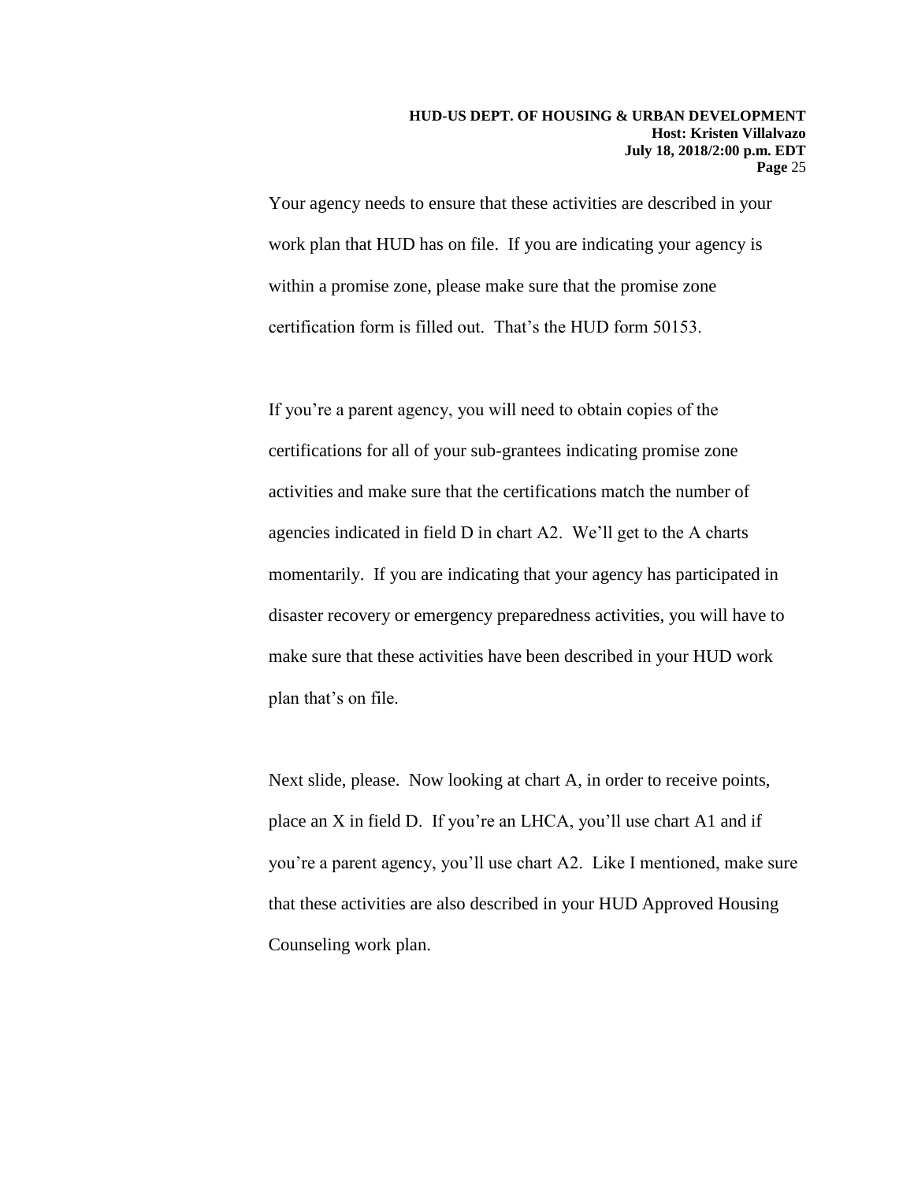Your agency needs to ensure that these activities are described in your work plan that HUD has on file. If you are indicating your agency is within a promise zone, please make sure that the promise zone certification form is filled out. That's the HUD form 50153.

If you're a parent agency, you will need to obtain copies of the certifications for all of your sub-grantees indicating promise zone activities and make sure that the certifications match the number of agencies indicated in field D in chart A2. We'll get to the A charts momentarily. If you are indicating that your agency has participated in disaster recovery or emergency preparedness activities, you will have to make sure that these activities have been described in your HUD work plan that's on file.

Next slide, please. Now looking at chart A, in order to receive points, place an X in field D. If you're an LHCA, you'll use chart A1 and if you're a parent agency, you'll use chart A2. Like I mentioned, make sure that these activities are also described in your HUD Approved Housing Counseling work plan.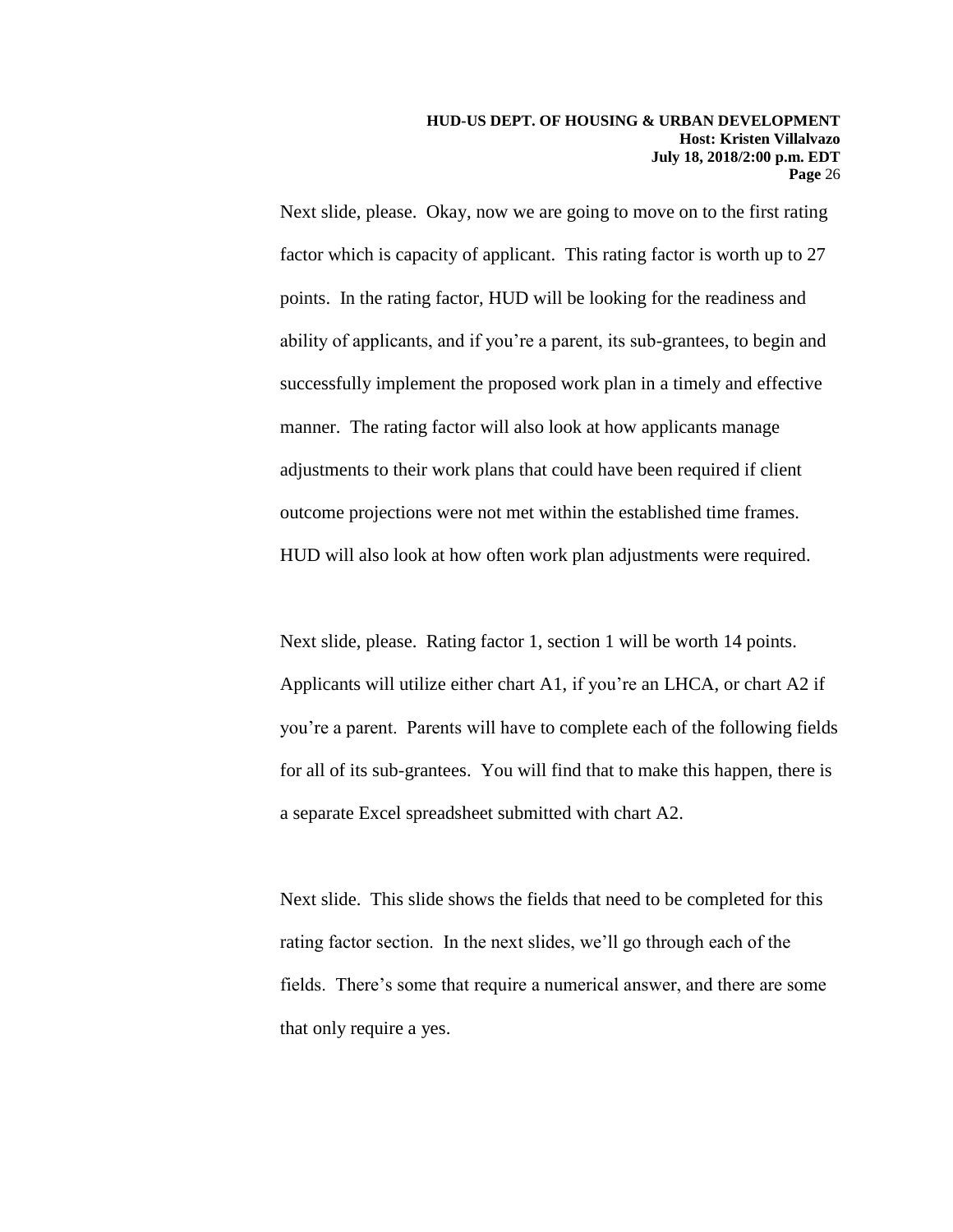Next slide, please. Okay, now we are going to move on to the first rating factor which is capacity of applicant. This rating factor is worth up to 27 points. In the rating factor, HUD will be looking for the readiness and ability of applicants, and if you're a parent, its sub-grantees, to begin and successfully implement the proposed work plan in a timely and effective manner. The rating factor will also look at how applicants manage adjustments to their work plans that could have been required if client outcome projections were not met within the established time frames. HUD will also look at how often work plan adjustments were required.

Next slide, please. Rating factor 1, section 1 will be worth 14 points. Applicants will utilize either chart A1, if you're an LHCA, or chart A2 if you're a parent. Parents will have to complete each of the following fields for all of its sub-grantees. You will find that to make this happen, there is a separate Excel spreadsheet submitted with chart A2.

Next slide. This slide shows the fields that need to be completed for this rating factor section. In the next slides, we'll go through each of the fields. There's some that require a numerical answer, and there are some that only require a yes.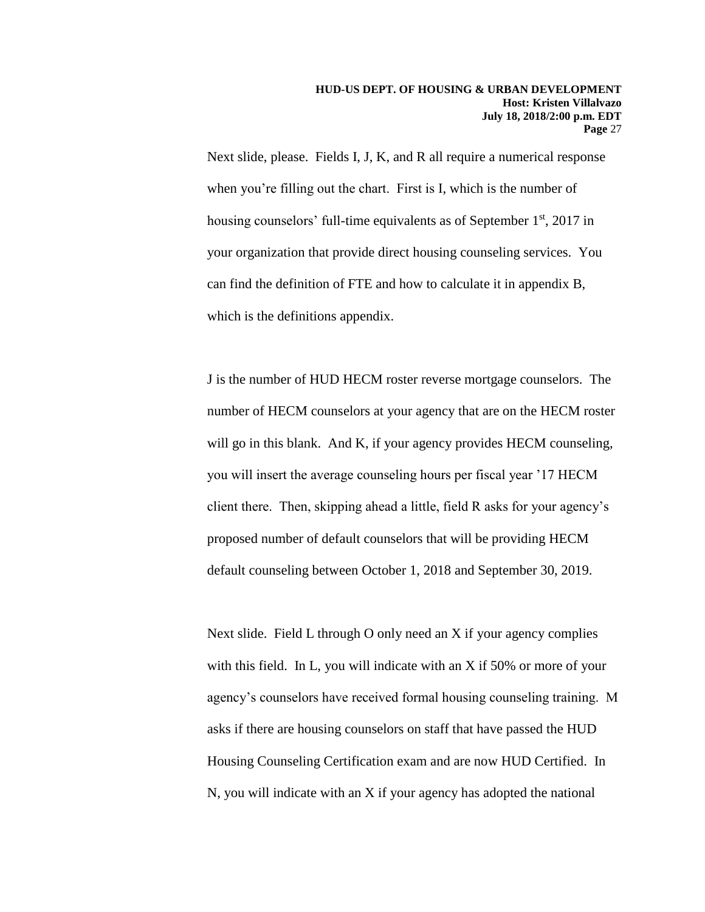Next slide, please. Fields I, J, K, and R all require a numerical response when you're filling out the chart. First is I, which is the number of housing counselors' full-time equivalents as of September 1st, 2017 in your organization that provide direct housing counseling services. You can find the definition of FTE and how to calculate it in appendix B, which is the definitions appendix.

J is the number of HUD HECM roster reverse mortgage counselors. The number of HECM counselors at your agency that are on the HECM roster will go in this blank. And K, if your agency provides HECM counseling, you will insert the average counseling hours per fiscal year '17 HECM client there. Then, skipping ahead a little, field R asks for your agency's proposed number of default counselors that will be providing HECM default counseling between October 1, 2018 and September 30, 2019.

Next slide. Field L through O only need an X if your agency complies with this field. In L, you will indicate with an X if 50% or more of your agency's counselors have received formal housing counseling training. M asks if there are housing counselors on staff that have passed the HUD Housing Counseling Certification exam and are now HUD Certified. In N, you will indicate with an X if your agency has adopted the national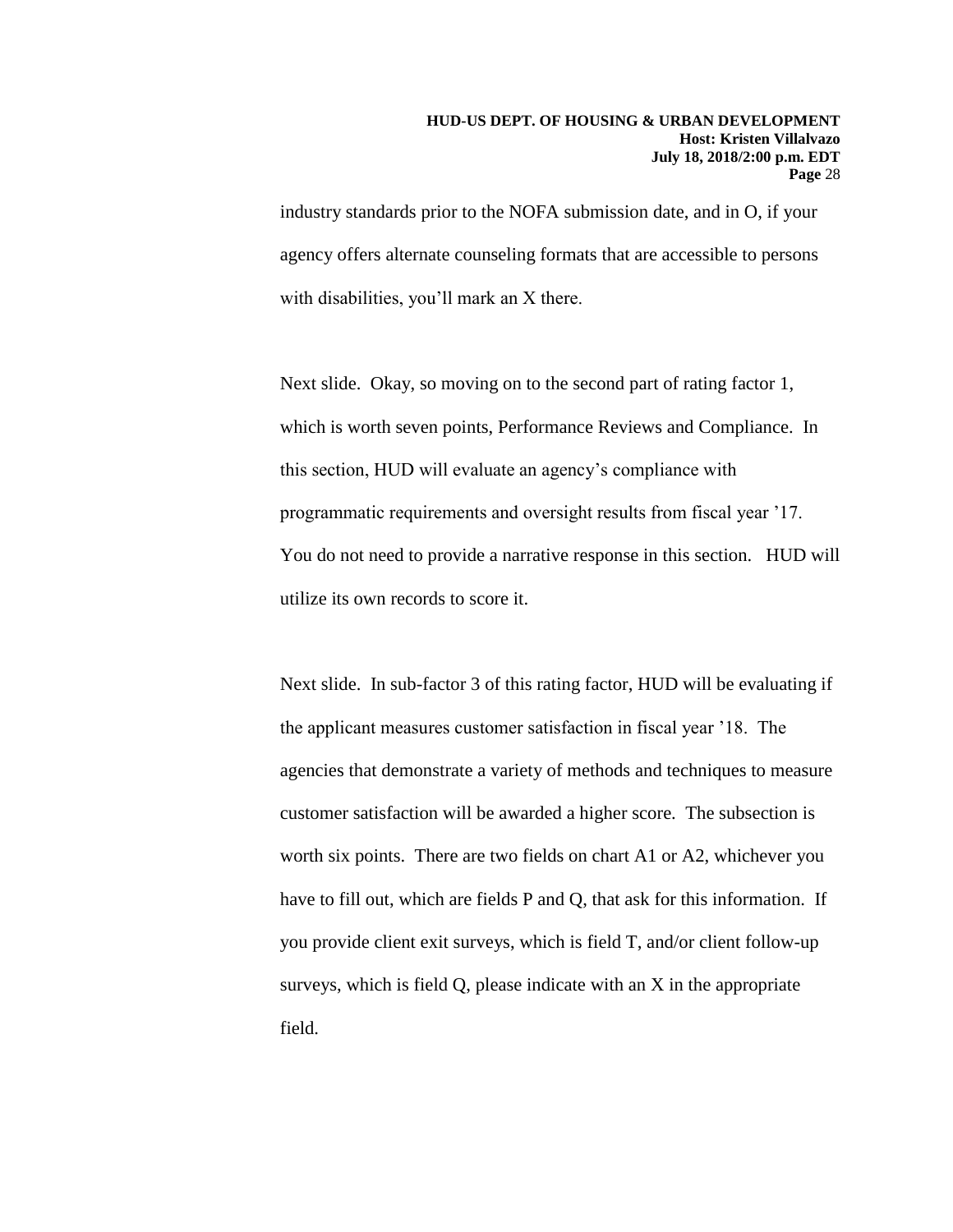industry standards prior to the NOFA submission date, and in O, if your agency offers alternate counseling formats that are accessible to persons with disabilities, you'll mark an X there.

Next slide. Okay, so moving on to the second part of rating factor 1, which is worth seven points, Performance Reviews and Compliance. In this section, HUD will evaluate an agency's compliance with programmatic requirements and oversight results from fiscal year '17. You do not need to provide a narrative response in this section. HUD will utilize its own records to score it.

Next slide. In sub-factor 3 of this rating factor, HUD will be evaluating if the applicant measures customer satisfaction in fiscal year '18. The agencies that demonstrate a variety of methods and techniques to measure customer satisfaction will be awarded a higher score. The subsection is worth six points. There are two fields on chart A1 or A2, whichever you have to fill out, which are fields P and Q, that ask for this information. If you provide client exit surveys, which is field T, and/or client follow-up surveys, which is field Q, please indicate with an X in the appropriate field.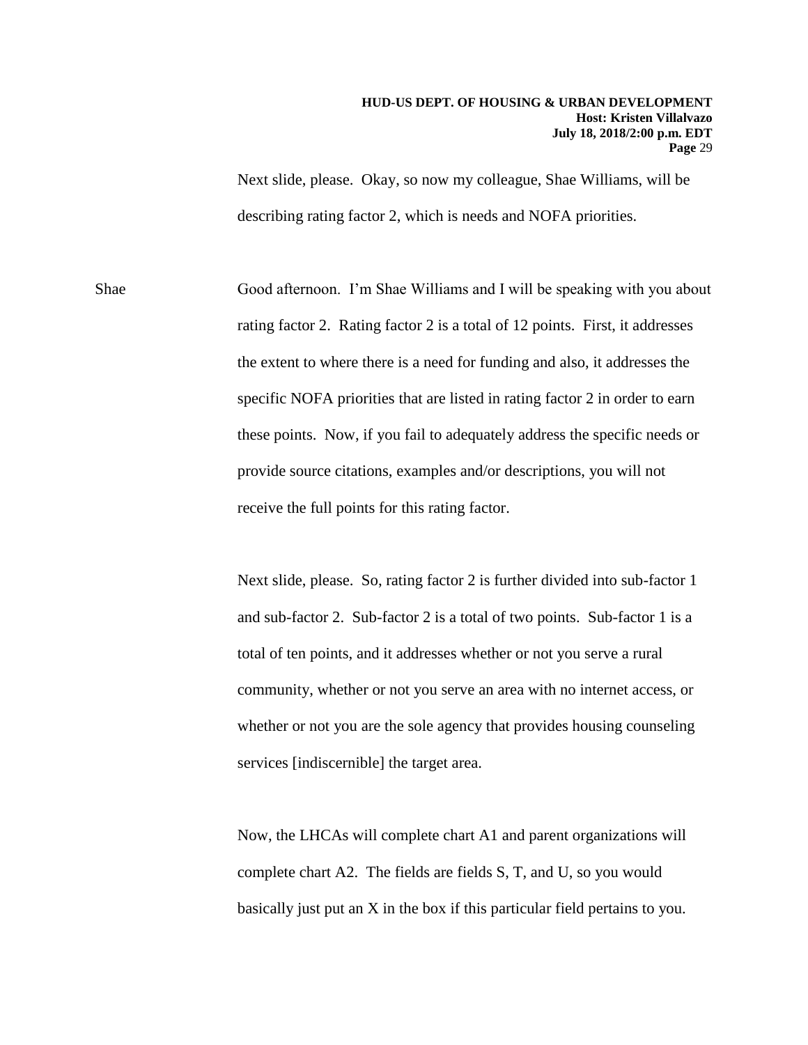Next slide, please. Okay, so now my colleague, Shae Williams, will be describing rating factor 2, which is needs and NOFA priorities.

Shae Good afternoon. I'm Shae Williams and I will be speaking with you about rating factor 2. Rating factor 2 is a total of 12 points. First, it addresses the extent to where there is a need for funding and also, it addresses the specific NOFA priorities that are listed in rating factor 2 in order to earn these points. Now, if you fail to adequately address the specific needs or provide source citations, examples and/or descriptions, you will not receive the full points for this rating factor.

Next slide, please. So, rating factor 2 is further divided into sub-factor 1 and sub-factor 2. Sub-factor 2 is a total of two points. Sub-factor 1 is a total of ten points, and it addresses whether or not you serve a rural community, whether or not you serve an area with no internet access, or whether or not you are the sole agency that provides housing counseling services [indiscernible] the target area.

Now, the LHCAs will complete chart A1 and parent organizations will complete chart A2. The fields are fields S, T, and U, so you would basically just put an X in the box if this particular field pertains to you.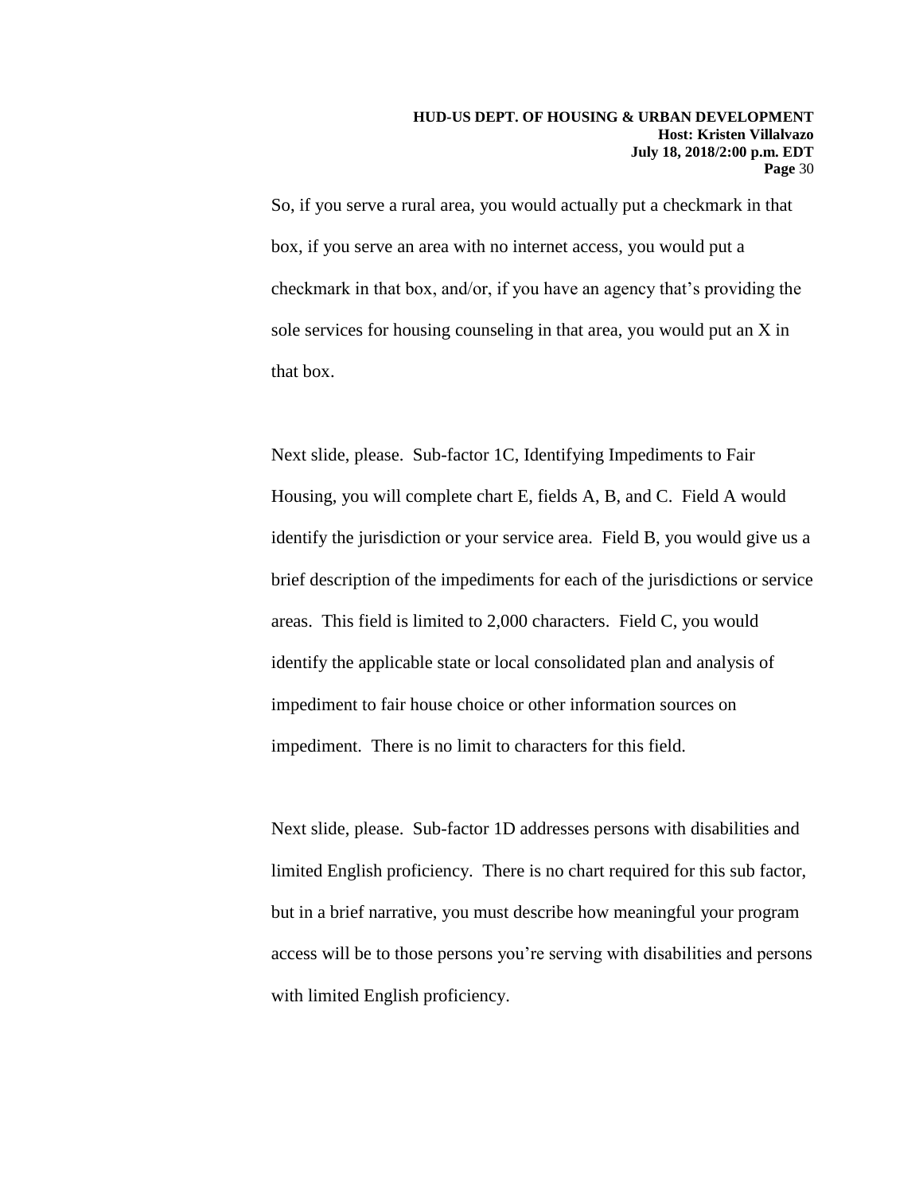So, if you serve a rural area, you would actually put a checkmark in that box, if you serve an area with no internet access, you would put a checkmark in that box, and/or, if you have an agency that's providing the sole services for housing counseling in that area, you would put an X in that box.

Next slide, please. Sub-factor 1C, Identifying Impediments to Fair Housing, you will complete chart E, fields A, B, and C. Field A would identify the jurisdiction or your service area. Field B, you would give us a brief description of the impediments for each of the jurisdictions or service areas. This field is limited to 2,000 characters. Field C, you would identify the applicable state or local consolidated plan and analysis of impediment to fair house choice or other information sources on impediment. There is no limit to characters for this field.

Next slide, please. Sub-factor 1D addresses persons with disabilities and limited English proficiency. There is no chart required for this sub factor, but in a brief narrative, you must describe how meaningful your program access will be to those persons you're serving with disabilities and persons with limited English proficiency.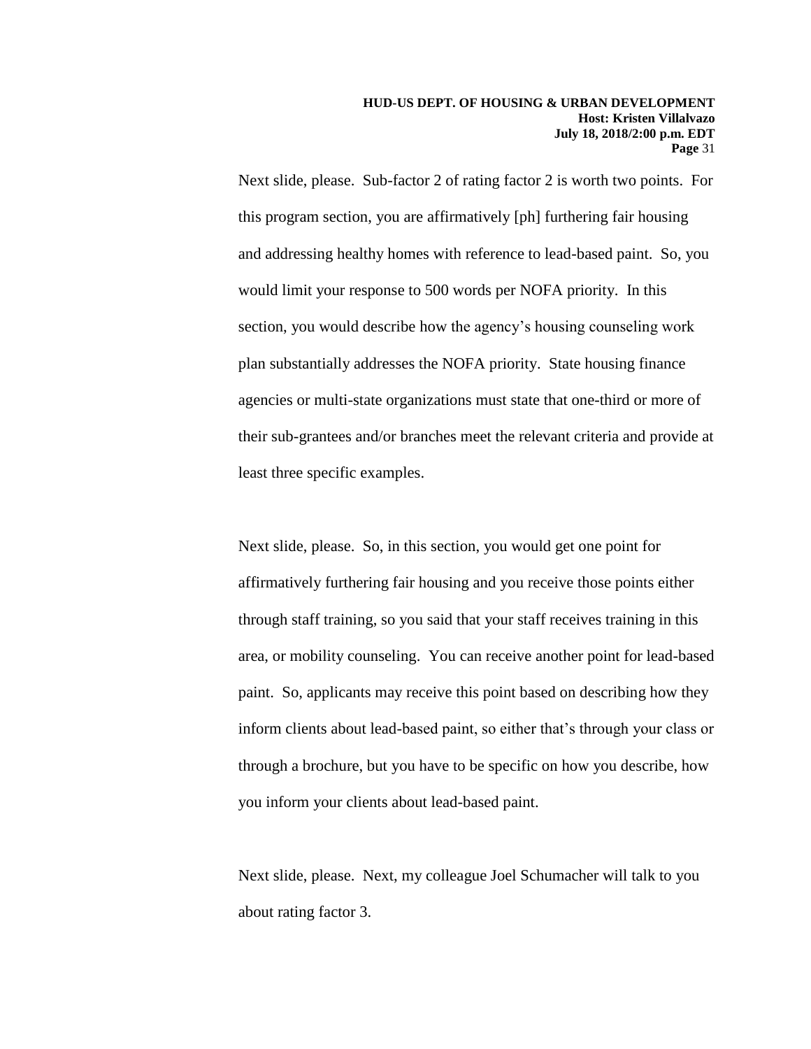Next slide, please. Sub-factor 2 of rating factor 2 is worth two points. For this program section, you are affirmatively [ph] furthering fair housing and addressing healthy homes with reference to lead-based paint. So, you would limit your response to 500 words per NOFA priority. In this section, you would describe how the agency's housing counseling work plan substantially addresses the NOFA priority. State housing finance agencies or multi-state organizations must state that one-third or more of their sub-grantees and/or branches meet the relevant criteria and provide at least three specific examples.

Next slide, please. So, in this section, you would get one point for affirmatively furthering fair housing and you receive those points either through staff training, so you said that your staff receives training in this area, or mobility counseling. You can receive another point for lead-based paint. So, applicants may receive this point based on describing how they inform clients about lead-based paint, so either that's through your class or through a brochure, but you have to be specific on how you describe, how you inform your clients about lead-based paint.

Next slide, please. Next, my colleague Joel Schumacher will talk to you about rating factor 3.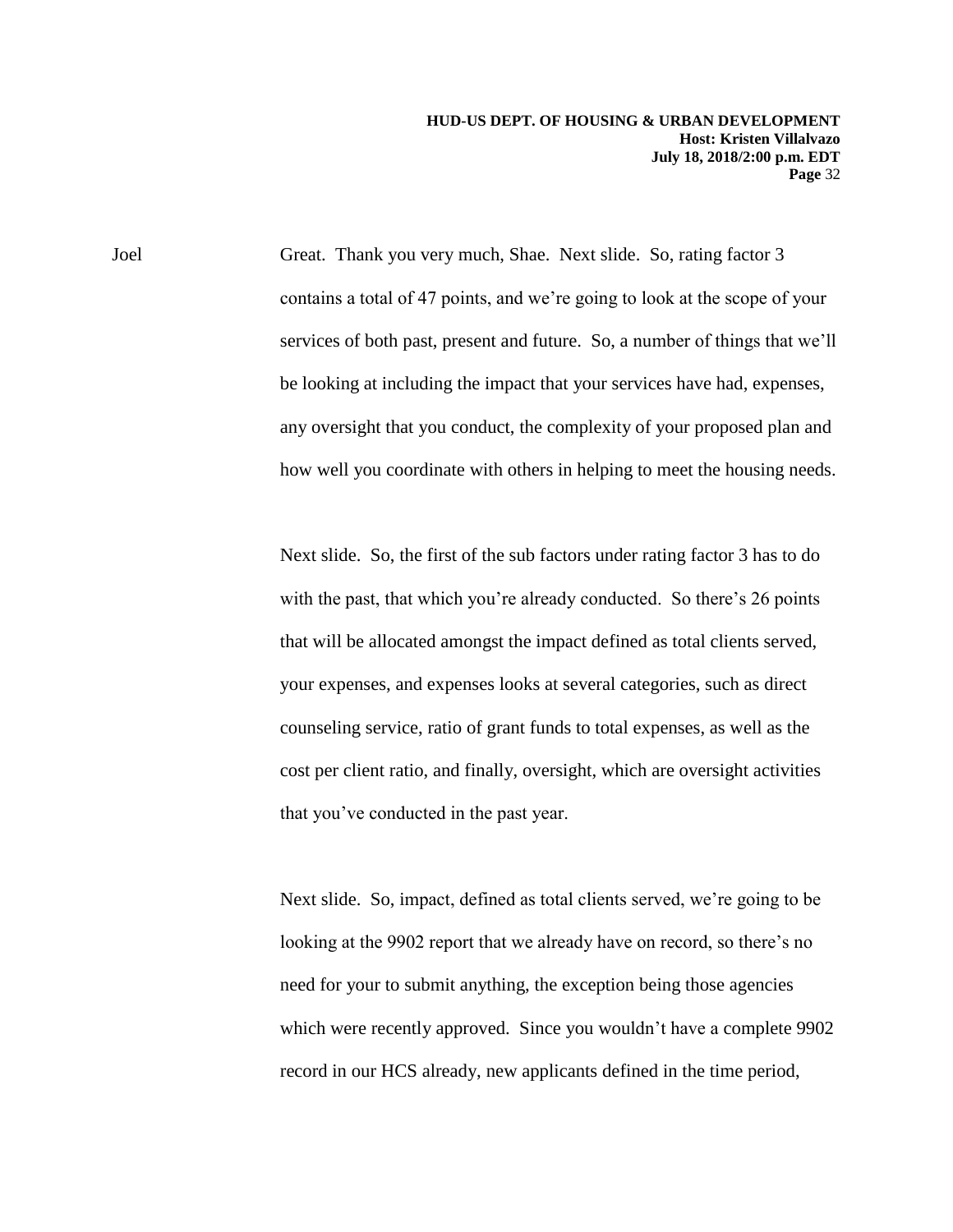Joel Great. Thank you very much, Shae. Next slide. So, rating factor 3 contains a total of 47 points, and we're going to look at the scope of your services of both past, present and future. So, a number of things that we'll be looking at including the impact that your services have had, expenses, any oversight that you conduct, the complexity of your proposed plan and how well you coordinate with others in helping to meet the housing needs.

Next slide. So, the first of the sub factors under rating factor 3 has to do with the past, that which you're already conducted. So there's 26 points that will be allocated amongst the impact defined as total clients served, your expenses, and expenses looks at several categories, such as direct counseling service, ratio of grant funds to total expenses, as well as the cost per client ratio, and finally, oversight, which are oversight activities that you've conducted in the past year.

Next slide. So, impact, defined as total clients served, we're going to be looking at the 9902 report that we already have on record, so there's no need for your to submit anything, the exception being those agencies which were recently approved. Since you wouldn't have a complete 9902 record in our HCS already, new applicants defined in the time period,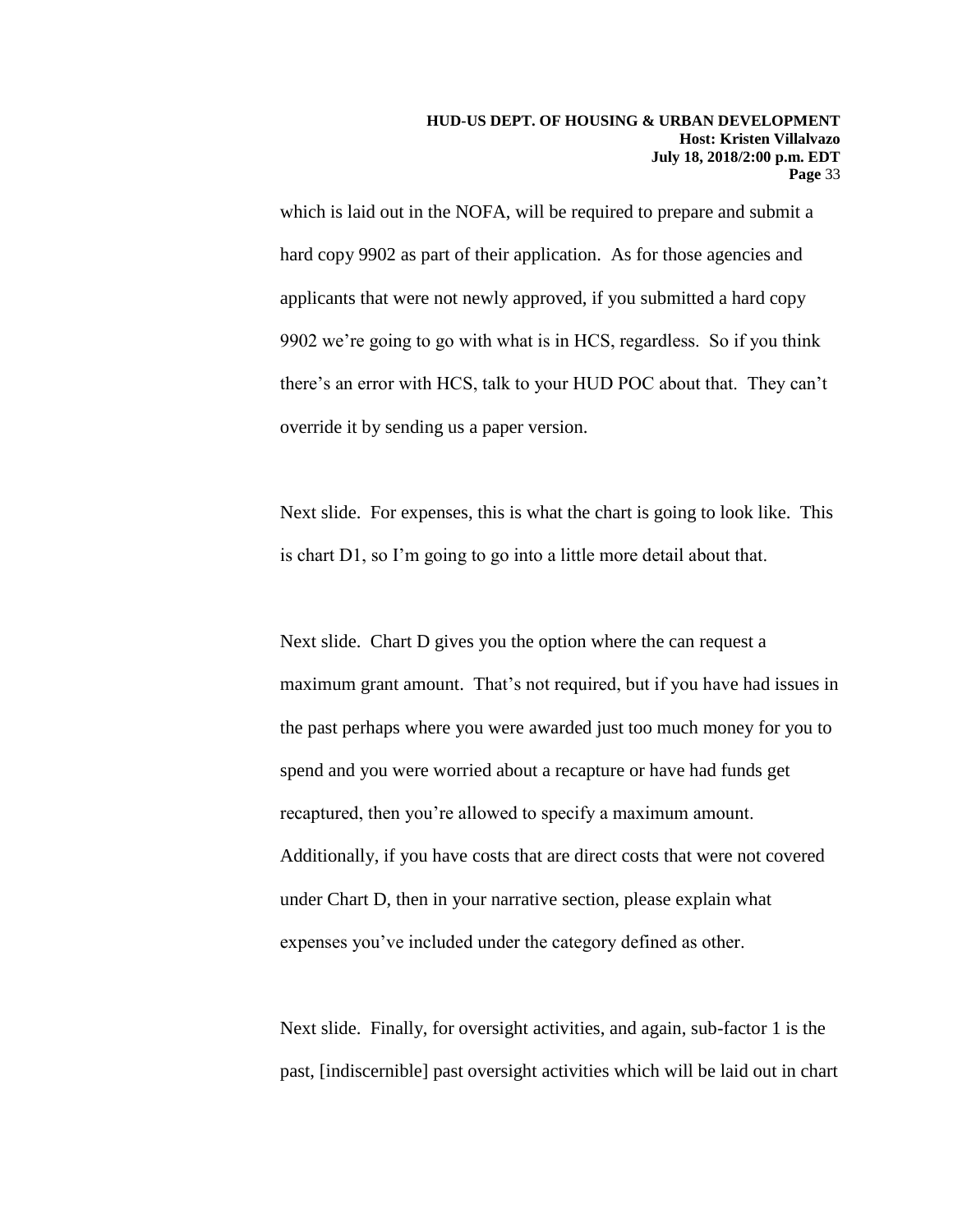which is laid out in the NOFA, will be required to prepare and submit a hard copy 9902 as part of their application. As for those agencies and applicants that were not newly approved, if you submitted a hard copy 9902 we're going to go with what is in HCS, regardless. So if you think there's an error with HCS, talk to your HUD POC about that. They can't override it by sending us a paper version.

Next slide. For expenses, this is what the chart is going to look like. This is chart D1, so I'm going to go into a little more detail about that.

Next slide. Chart D gives you the option where the can request a maximum grant amount. That's not required, but if you have had issues in the past perhaps where you were awarded just too much money for you to spend and you were worried about a recapture or have had funds get recaptured, then you're allowed to specify a maximum amount. Additionally, if you have costs that are direct costs that were not covered under Chart D, then in your narrative section, please explain what expenses you've included under the category defined as other.

Next slide. Finally, for oversight activities, and again, sub-factor 1 is the past, [indiscernible] past oversight activities which will be laid out in chart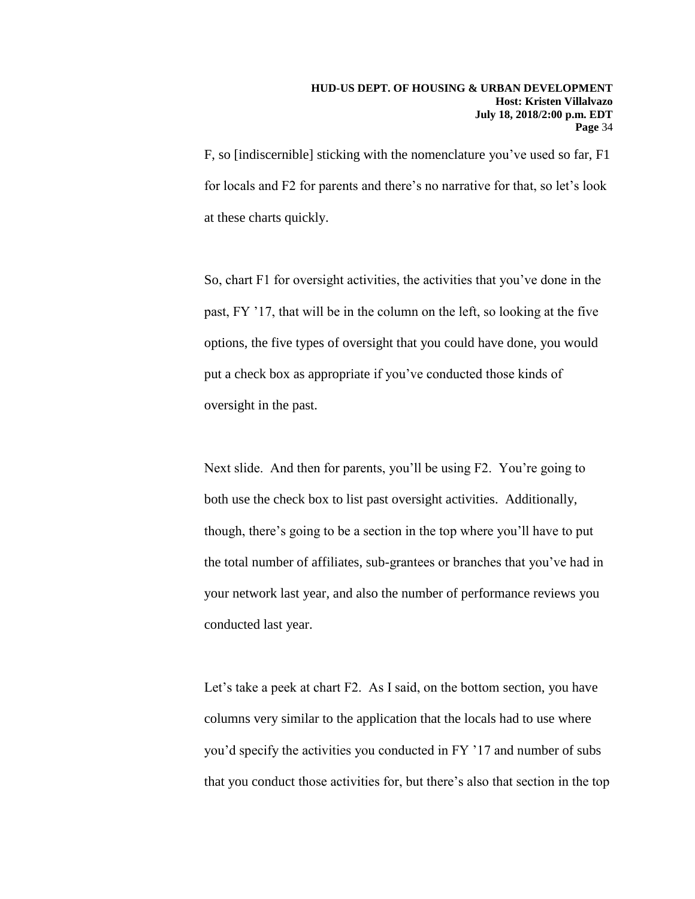F, so [indiscernible] sticking with the nomenclature you've used so far, F1 for locals and F2 for parents and there's no narrative for that, so let's look at these charts quickly.

So, chart F1 for oversight activities, the activities that you've done in the past, FY '17, that will be in the column on the left, so looking at the five options, the five types of oversight that you could have done, you would put a check box as appropriate if you've conducted those kinds of oversight in the past.

Next slide. And then for parents, you'll be using F2. You're going to both use the check box to list past oversight activities. Additionally, though, there's going to be a section in the top where you'll have to put the total number of affiliates, sub-grantees or branches that you've had in your network last year, and also the number of performance reviews you conducted last year.

Let's take a peek at chart F2. As I said, on the bottom section, you have columns very similar to the application that the locals had to use where you'd specify the activities you conducted in FY '17 and number of subs that you conduct those activities for, but there's also that section in the top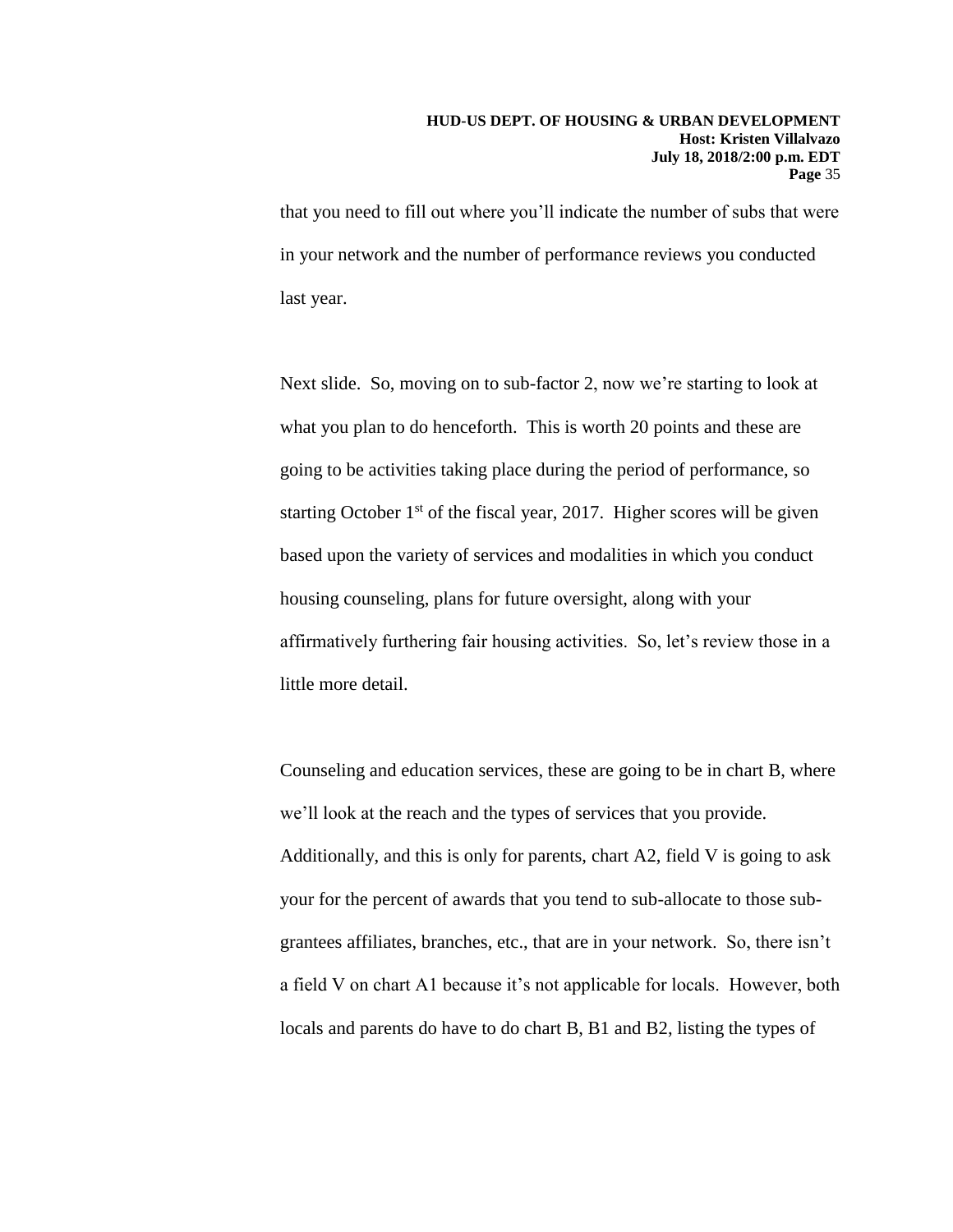that you need to fill out where you'll indicate the number of subs that were in your network and the number of performance reviews you conducted last year.

Next slide. So, moving on to sub-factor 2, now we're starting to look at what you plan to do henceforth. This is worth 20 points and these are going to be activities taking place during the period of performance, so starting October 1st of the fiscal year, 2017. Higher scores will be given based upon the variety of services and modalities in which you conduct housing counseling, plans for future oversight, along with your affirmatively furthering fair housing activities. So, let's review those in a little more detail.

Counseling and education services, these are going to be in chart B, where we'll look at the reach and the types of services that you provide. Additionally, and this is only for parents, chart A2, field V is going to ask your for the percent of awards that you tend to sub-allocate to those sub-grantees affiliates, branches, etc., that are in your network. So, there isn't a field V on chart A1 because it's not applicable for locals. However, both locals and parents do have to do chart B, B1 and B2, listing the types of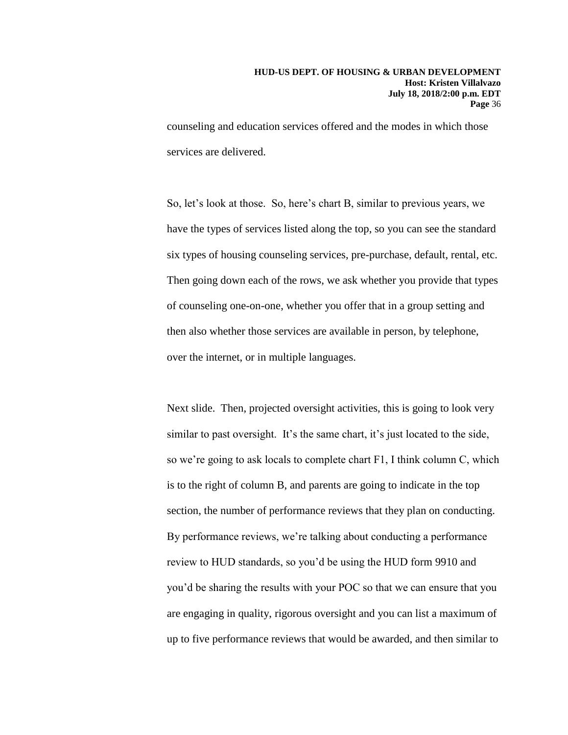counseling and education services offered and the modes in which those services are delivered.

So, let's look at those. So, here's chart B, similar to previous years, we have the types of services listed along the top, so you can see the standard six types of housing counseling services, pre-purchase, default, rental, etc. Then going down each of the rows, we ask whether you provide that types of counseling one-on-one, whether you offer that in a group setting and then also whether those services are available in person, by telephone, over the internet, or in multiple languages.

Next slide. Then, projected oversight activities, this is going to look very similar to past oversight. It's the same chart, it's just located to the side, so we're going to ask locals to complete chart F1, I think column C, which is to the right of column B, and parents are going to indicate in the top section, the number of performance reviews that they plan on conducting. By performance reviews, we're talking about conducting a performance review to HUD standards, so you'd be using the HUD form 9910 and you'd be sharing the results with your POC so that we can ensure that you are engaging in quality, rigorous oversight and you can list a maximum of up to five performance reviews that would be awarded, and then similar to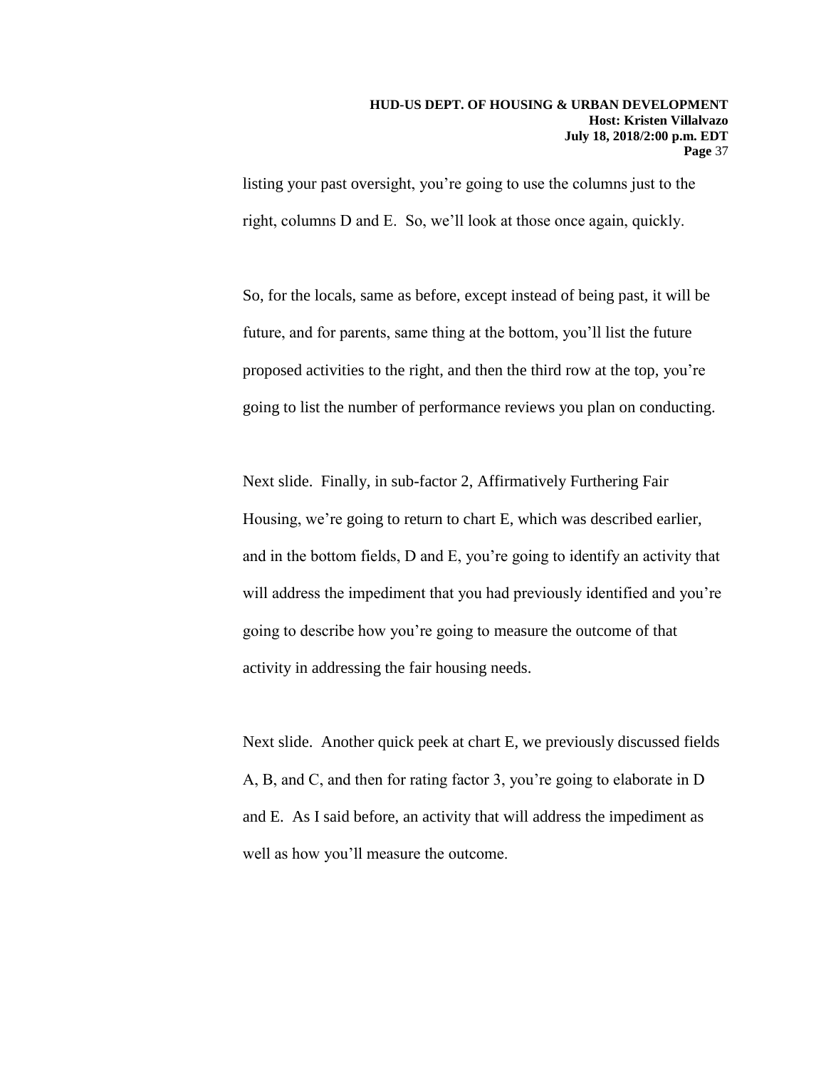listing your past oversight, you're going to use the columns just to the right, columns D and E. So, we'll look at those once again, quickly.

So, for the locals, same as before, except instead of being past, it will be future, and for parents, same thing at the bottom, you'll list the future proposed activities to the right, and then the third row at the top, you're going to list the number of performance reviews you plan on conducting.

Next slide. Finally, in sub-factor 2, Affirmatively Furthering Fair Housing, we're going to return to chart E, which was described earlier, and in the bottom fields, D and E, you're going to identify an activity that will address the impediment that you had previously identified and you're going to describe how you're going to measure the outcome of that activity in addressing the fair housing needs.

Next slide. Another quick peek at chart E, we previously discussed fields A, B, and C, and then for rating factor 3, you're going to elaborate in D and E. As I said before, an activity that will address the impediment as well as how you'll measure the outcome.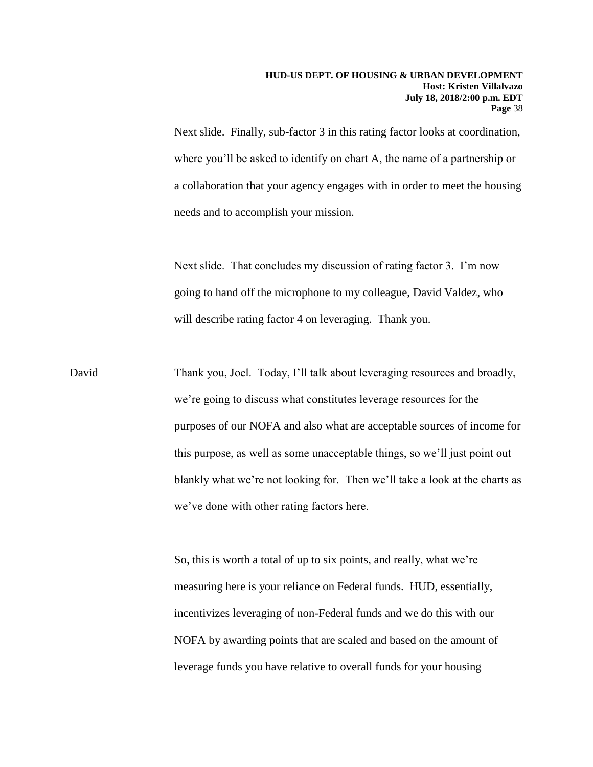Next slide. Finally, sub-factor 3 in this rating factor looks at coordination, where you'll be asked to identify on chart A, the name of a partnership or a collaboration that your agency engages with in order to meet the housing needs and to accomplish your mission.

Next slide. That concludes my discussion of rating factor 3. I'm now going to hand off the microphone to my colleague, David Valdez, who will describe rating factor 4 on leveraging. Thank you.

David Thank you, Joel. Today, I'll talk about leveraging resources and broadly, we're going to discuss what constitutes leverage resources for the purposes of our NOFA and also what are acceptable sources of income for this purpose, as well as some unacceptable things, so we'll just point out blankly what we're not looking for. Then we'll take a look at the charts as we've done with other rating factors here.

So, this is worth a total of up to six points, and really, what we're measuring here is your reliance on Federal funds. HUD, essentially, incentivizes leveraging of non-Federal funds and we do this with our NOFA by awarding points that are scaled and based on the amount of leverage funds you have relative to overall funds for your housing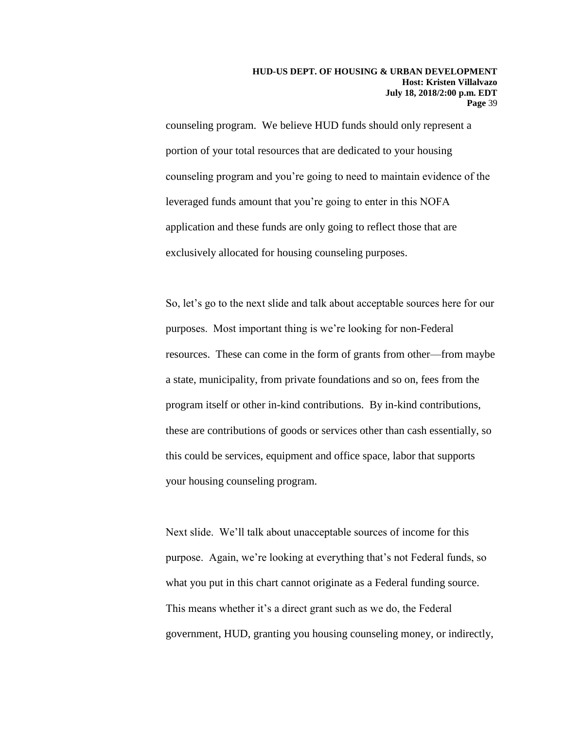counseling program. We believe HUD funds should only represent a portion of your total resources that are dedicated to your housing counseling program and you're going to need to maintain evidence of the leveraged funds amount that you're going to enter in this NOFA application and these funds are only going to reflect those that are exclusively allocated for housing counseling purposes.

So, let's go to the next slide and talk about acceptable sources here for our purposes. Most important thing is we're looking for non-Federal resources. These can come in the form of grants from other—from maybe a state, municipality, from private foundations and so on, fees from the program itself or other in-kind contributions. By in-kind contributions, these are contributions of goods or services other than cash essentially, so this could be services, equipment and office space, labor that supports your housing counseling program.

Next slide. We'll talk about unacceptable sources of income for this purpose. Again, we're looking at everything that's not Federal funds, so what you put in this chart cannot originate as a Federal funding source. This means whether it's a direct grant such as we do, the Federal government, HUD, granting you housing counseling money, or indirectly,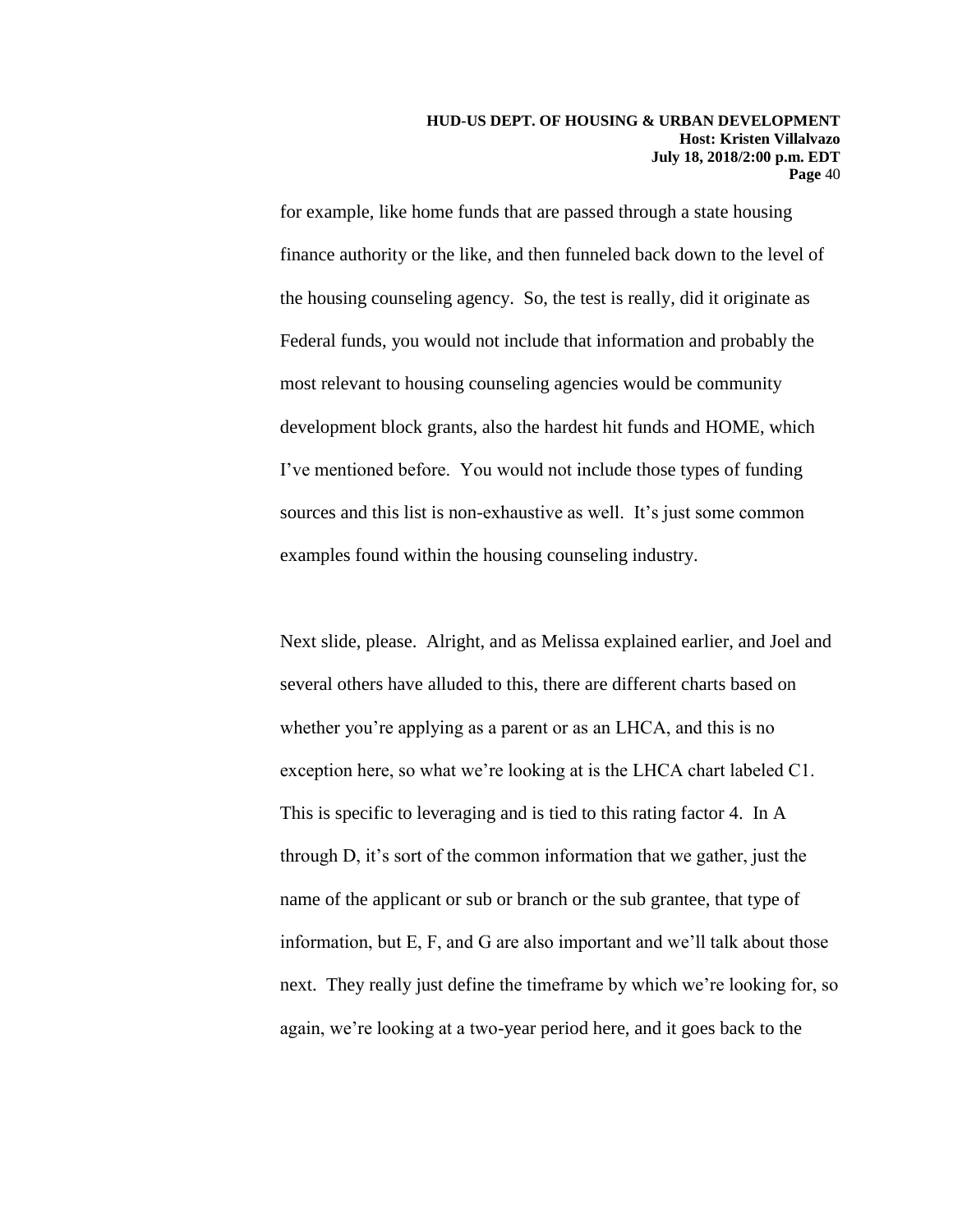for example, like home funds that are passed through a state housing finance authority or the like, and then funneled back down to the level of the housing counseling agency. So, the test is really, did it originate as Federal funds, you would not include that information and probably the most relevant to housing counseling agencies would be community development block grants, also the hardest hit funds and HOME, which I've mentioned before. You would not include those types of funding sources and this list is non-exhaustive as well. It's just some common examples found within the housing counseling industry.

Next slide, please. Alright, and as Melissa explained earlier, and Joel and several others have alluded to this, there are different charts based on whether you're applying as a parent or as an LHCA, and this is no exception here, so what we're looking at is the LHCA chart labeled C1. This is specific to leveraging and is tied to this rating factor 4. In A through D, it's sort of the common information that we gather, just the name of the applicant or sub or branch or the sub grantee, that type of information, but E, F, and G are also important and we'll talk about those next. They really just define the timeframe by which we're looking for, so again, we're looking at a two-year period here, and it goes back to the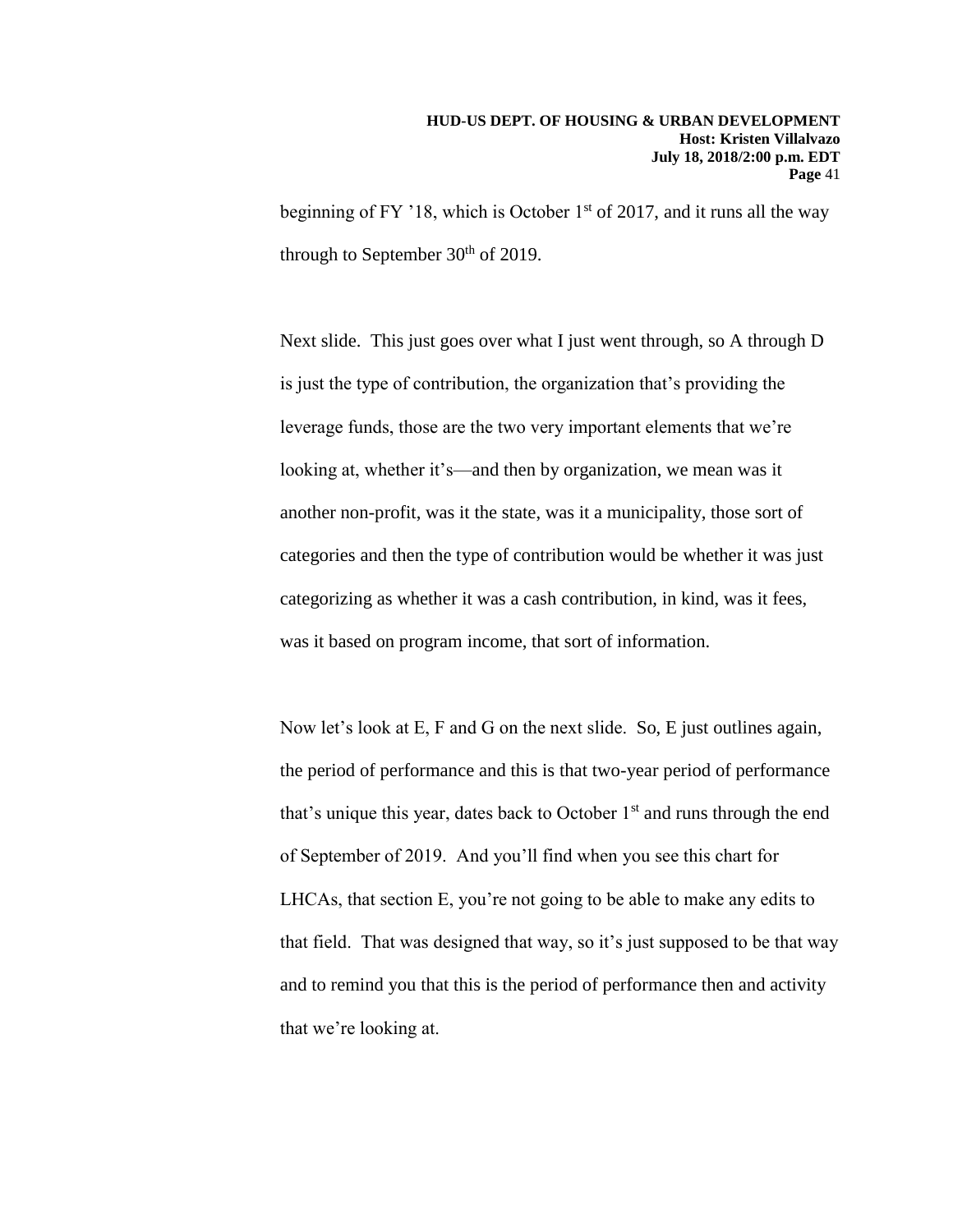beginning of FY '18, which is October 1st of 2017, and it runs all the way through to September 30th of 2019.

Next slide. This just goes over what I just went through, so A through D is just the type of contribution, the organization that's providing the leverage funds, those are the two very important elements that we're looking at, whether it's—and then by organization, we mean was it another non-profit, was it the state, was it a municipality, those sort of categories and then the type of contribution would be whether it was just categorizing as whether it was a cash contribution, in kind, was it fees, was it based on program income, that sort of information.

Now let's look at E, F and G on the next slide. So, E just outlines again, the period of performance and this is that two-year period of performance that's unique this year, dates back to October 1st and runs through the end of September of 2019. And you'll find when you see this chart for LHCAs, that section E, you're not going to be able to make any edits to that field. That was designed that way, so it's just supposed to be that way and to remind you that this is the period of performance then and activity that we're looking at.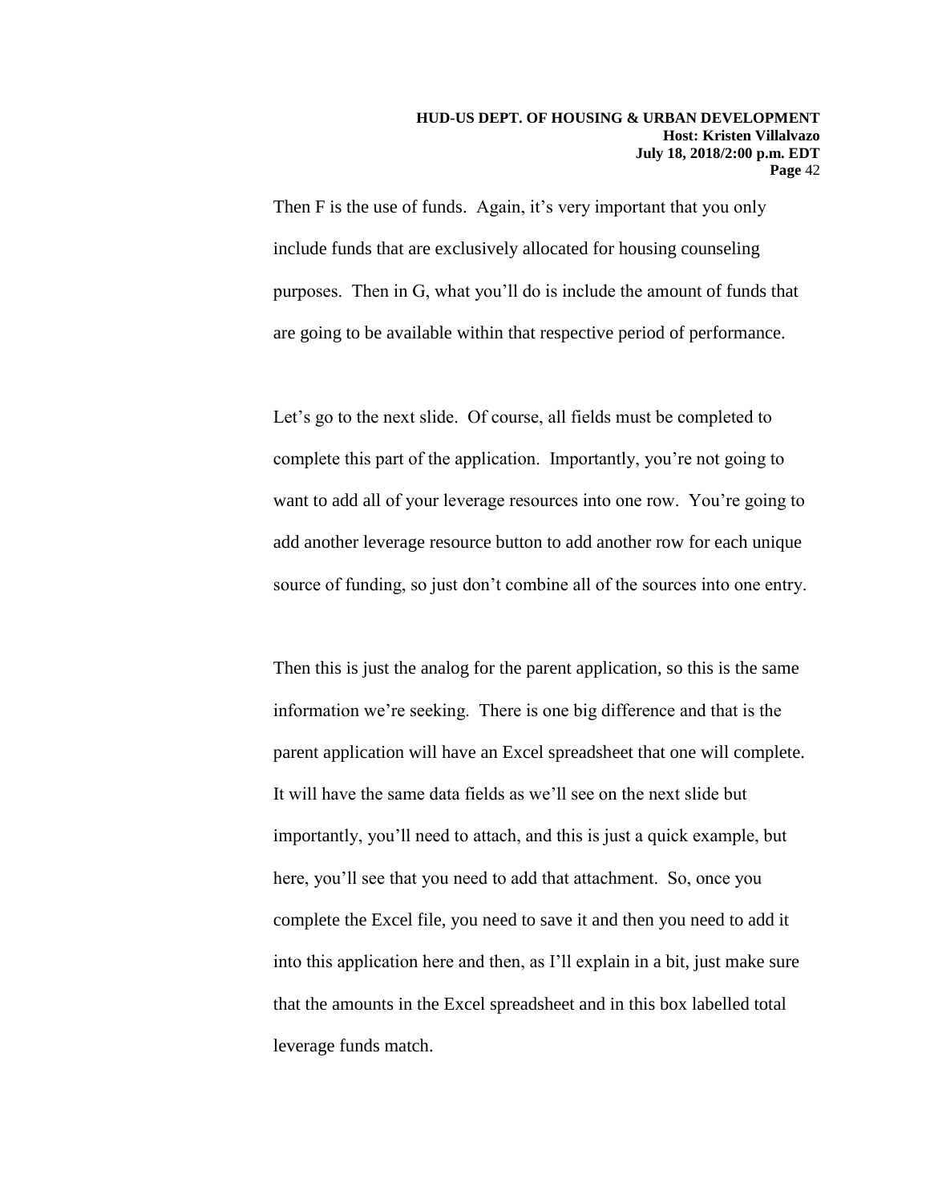Then F is the use of funds. Again, it's very important that you only include funds that are exclusively allocated for housing counseling purposes. Then in G, what you'll do is include the amount of funds that are going to be available within that respective period of performance.

Let's go to the next slide. Of course, all fields must be completed to complete this part of the application. Importantly, you're not going to want to add all of your leverage resources into one row. You're going to add another leverage resource button to add another row for each unique source of funding, so just don't combine all of the sources into one entry.

Then this is just the analog for the parent application, so this is the same information we're seeking. There is one big difference and that is the parent application will have an Excel spreadsheet that one will complete. It will have the same data fields as we'll see on the next slide but importantly, you'll need to attach, and this is just a quick example, but here, you'll see that you need to add that attachment. So, once you complete the Excel file, you need to save it and then you need to add it into this application here and then, as I'll explain in a bit, just make sure that the amounts in the Excel spreadsheet and in this box labelled total leverage funds match.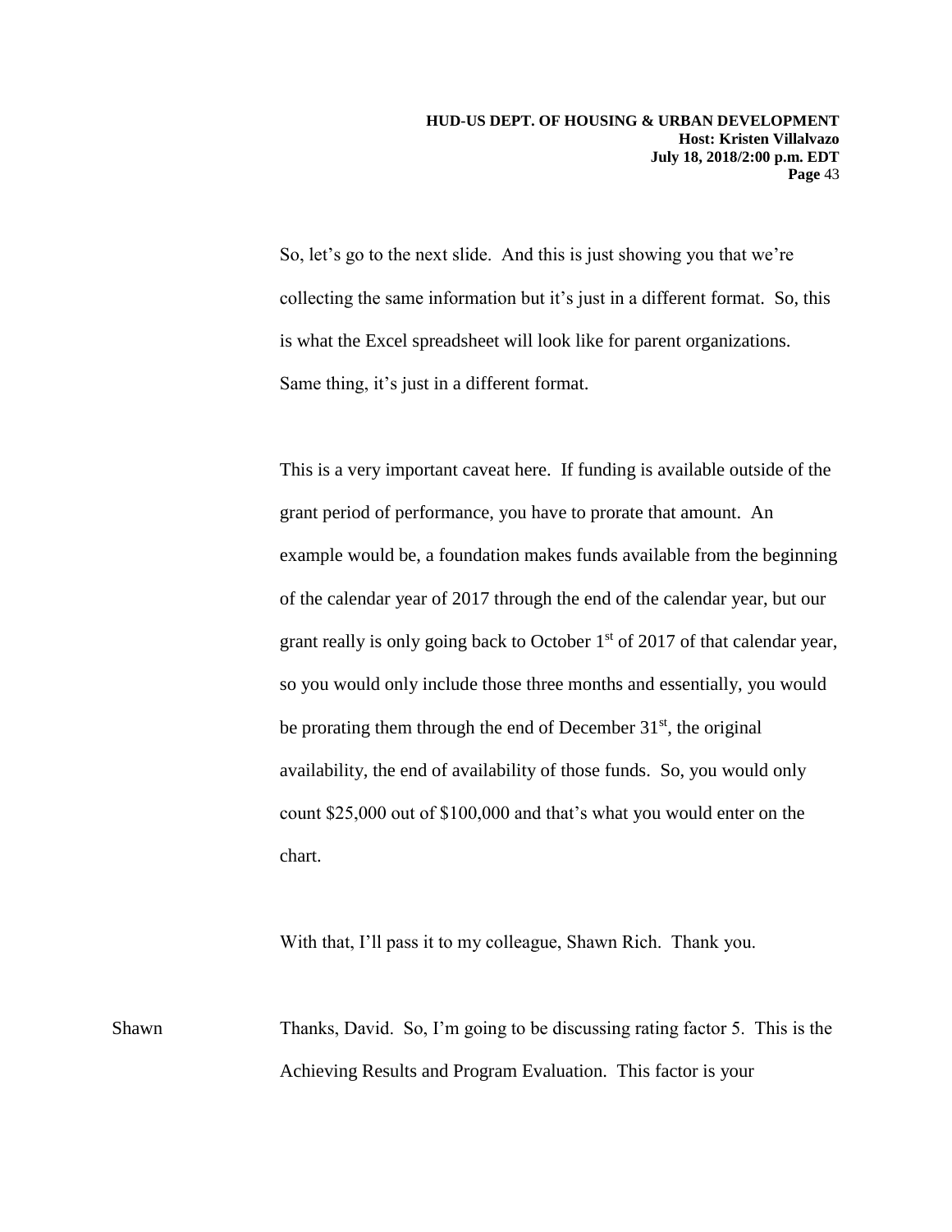So, let's go to the next slide. And this is just showing you that we're collecting the same information but it's just in a different format. So, this is what the Excel spreadsheet will look like for parent organizations. Same thing, it's just in a different format.

This is a very important caveat here. If funding is available outside of the grant period of performance, you have to prorate that amount. An example would be, a foundation makes funds available from the beginning of the calendar year of 2017 through the end of the calendar year, but our grant really is only going back to October 1st of 2017 of that calendar year, so you would only include those three months and essentially, you would be prorating them through the end of December 31st, the original availability, the end of availability of those funds. So, you would only count $25,000 out of $100,000 and that's what you would enter on the chart.

With that, I'll pass it to my colleague, Shawn Rich. Thank you.

Shawn: Thanks, David. So, I'm going to be discussing rating factor 5. This is the Achieving Results and Program Evaluation. This factor is your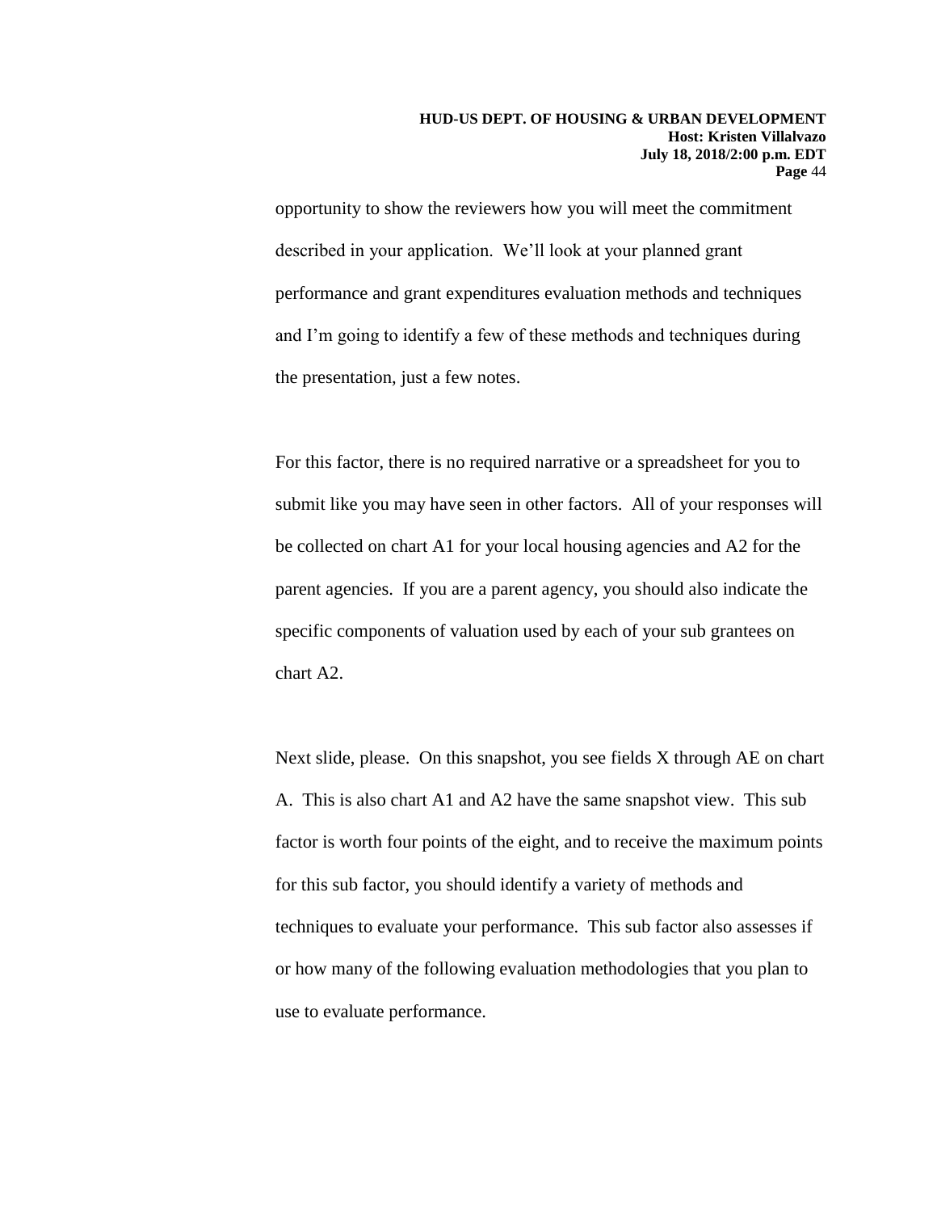opportunity to show the reviewers how you will meet the commitment described in your application. We'll look at your planned grant performance and grant expenditures evaluation methods and techniques and I'm going to identify a few of these methods and techniques during the presentation, just a few notes.

For this factor, there is no required narrative or a spreadsheet for you to submit like you may have seen in other factors. All of your responses will be collected on chart A1 for your local housing agencies and A2 for the parent agencies. If you are a parent agency, you should also indicate the specific components of valuation used by each of your sub grantees on chart A2.

Next slide, please. On this snapshot, you see fields X through AE on chart A. This is also chart A1 and A2 have the same snapshot view. This sub factor is worth four points of the eight, and to receive the maximum points for this sub factor, you should identify a variety of methods and techniques to evaluate your performance. This sub factor also assesses if or how many of the following evaluation methodologies that you plan to use to evaluate performance.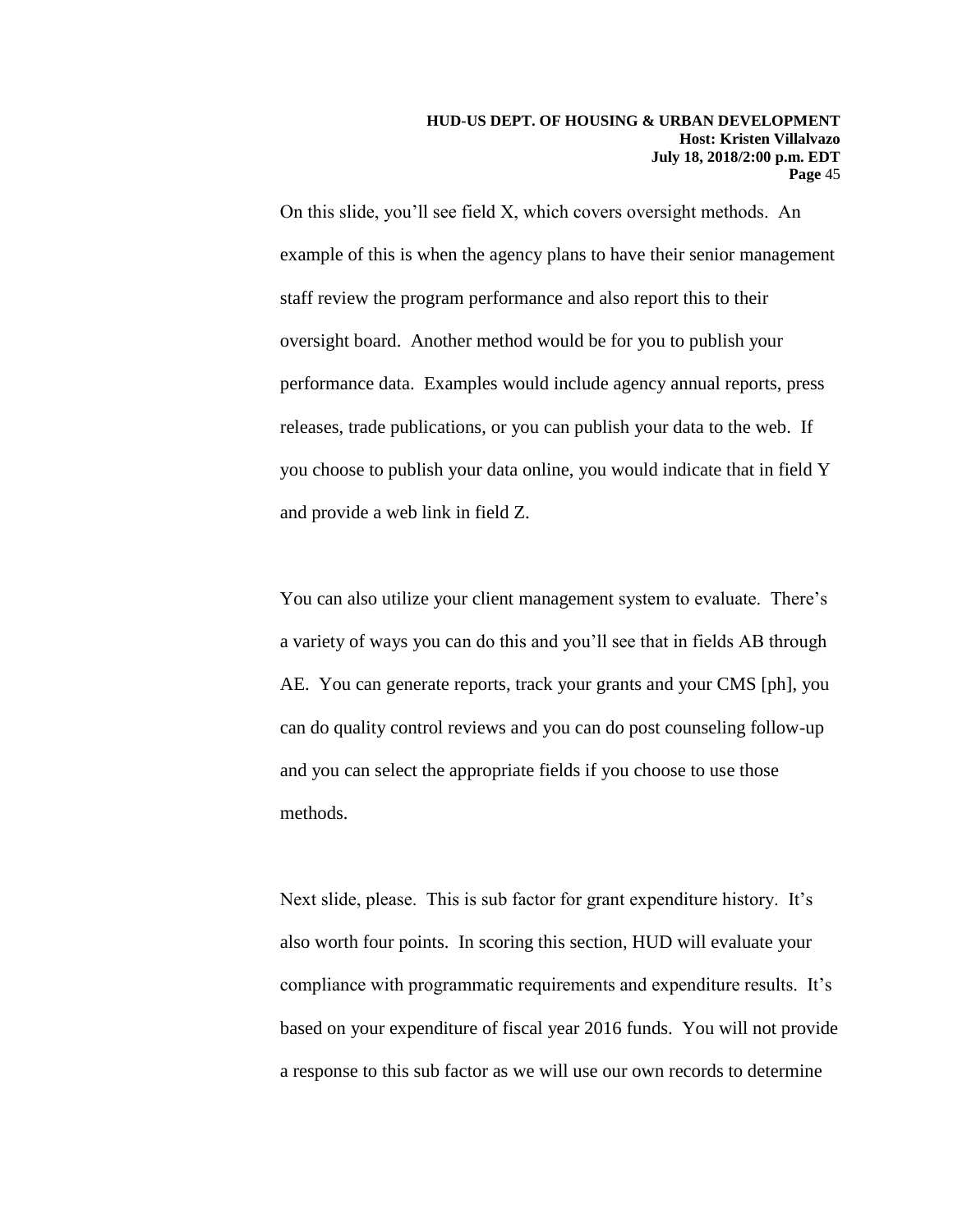On this slide, you'll see field X, which covers oversight methods. An example of this is when the agency plans to have their senior management staff review the program performance and also report this to their oversight board. Another method would be for you to publish your performance data. Examples would include agency annual reports, press releases, trade publications, or you can publish your data to the web. If you choose to publish your data online, you would indicate that in field Y and provide a web link in field Z.

You can also utilize your client management system to evaluate. There's a variety of ways you can do this and you'll see that in fields AB through AE. You can generate reports, track your grants and your CMS [ph], you can do quality control reviews and you can do post counseling follow-up and you can select the appropriate fields if you choose to use those methods.

Next slide, please. This is sub factor for grant expenditure history. It's also worth four points. In scoring this section, HUD will evaluate your compliance with programmatic requirements and expenditure results. It's based on your expenditure of fiscal year 2016 funds. You will not provide a response to this sub factor as we will use our own records to determine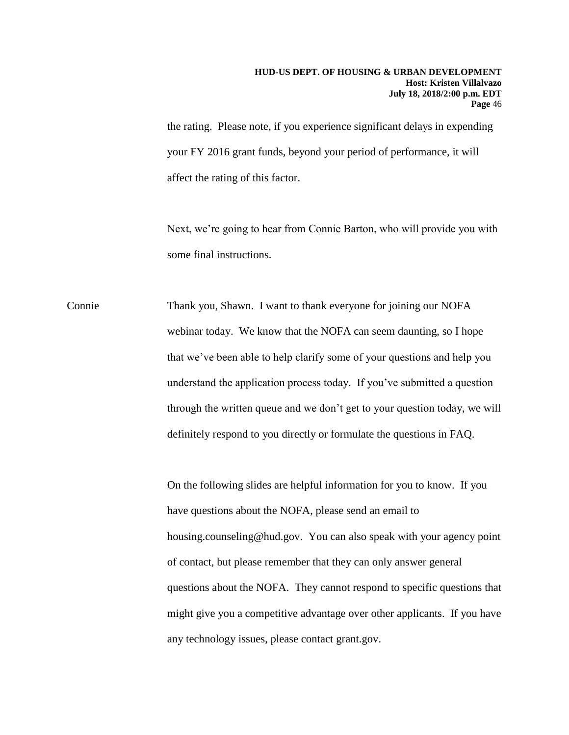the rating. Please note, if you experience significant delays in expending your FY 2016 grant funds, beyond your period of performance, it will affect the rating of this factor.

Next, we're going to hear from Connie Barton, who will provide you with some final instructions.

Connie Thank you, Shawn. I want to thank everyone for joining our NOFA webinar today. We know that the NOFA can seem daunting, so I hope that we've been able to help clarify some of your questions and help you understand the application process today. If you've submitted a question through the written queue and we don't get to your question today, we will definitely respond to you directly or formulate the questions in FAQ.

On the following slides are helpful information for you to know. If you have questions about the NOFA, please send an email to housing.counseling@hud.gov. You can also speak with your agency point of contact, but please remember that they can only answer general questions about the NOFA. They cannot respond to specific questions that might give you a competitive advantage over other applicants. If you have any technology issues, please contact grant.gov.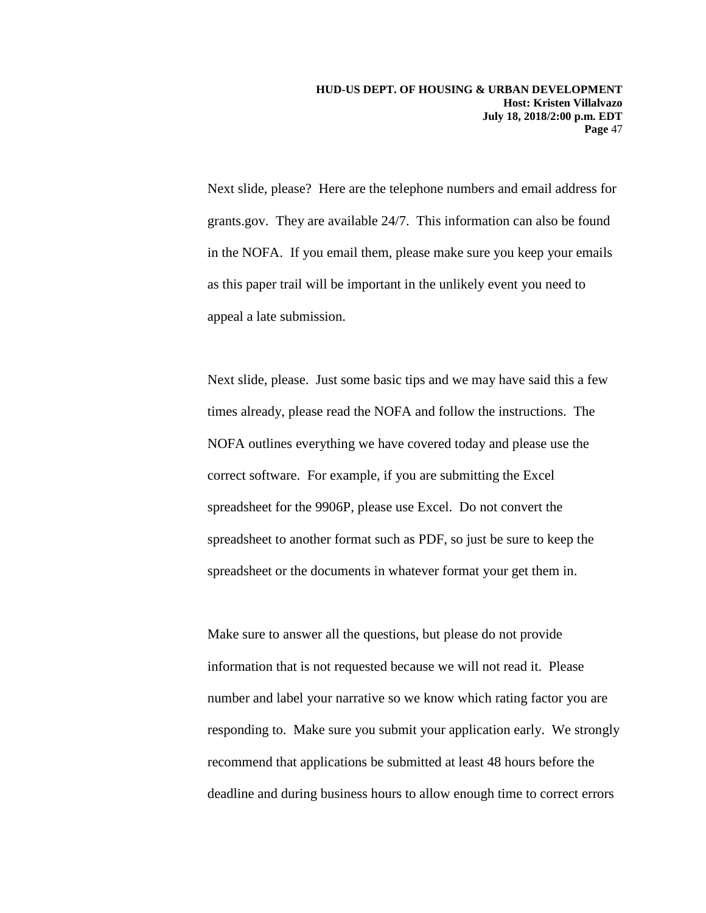Next slide, please? Here are the telephone numbers and email address for grants.gov. They are available 24/7. This information can also be found in the NOFA. If you email them, please make sure you keep your emails as this paper trail will be important in the unlikely event you need to appeal a late submission.

Next slide, please. Just some basic tips and we may have said this a few times already, please read the NOFA and follow the instructions. The NOFA outlines everything we have covered today and please use the correct software. For example, if you are submitting the Excel spreadsheet for the 9906P, please use Excel. Do not convert the spreadsheet to another format such as PDF, so just be sure to keep the spreadsheet or the documents in whatever format your get them in.

Make sure to answer all the questions, but please do not provide information that is not requested because we will not read it. Please number and label your narrative so we know which rating factor you are responding to. Make sure you submit your application early. We strongly recommend that applications be submitted at least 48 hours before the deadline and during business hours to allow enough time to correct errors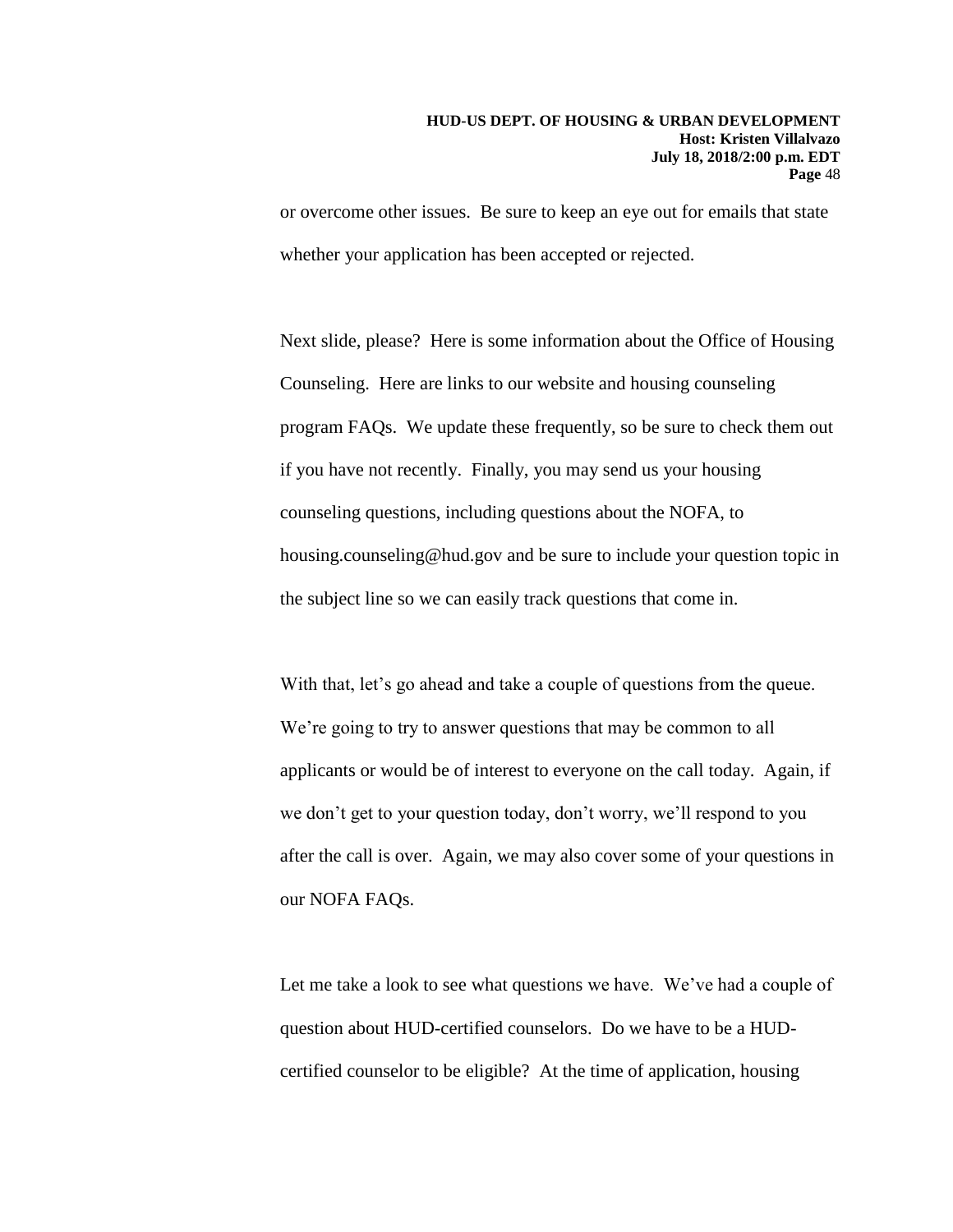or overcome other issues. Be sure to keep an eye out for emails that state whether your application has been accepted or rejected.

Next slide, please? Here is some information about the Office of Housing Counseling. Here are links to our website and housing counseling program FAQs. We update these frequently, so be sure to check them out if you have not recently. Finally, you may send us your housing counseling questions, including questions about the NOFA, to housing.counseling@hud.gov and be sure to include your question topic in the subject line so we can easily track questions that come in.

With that, let's go ahead and take a couple of questions from the queue. We're going to try to answer questions that may be common to all applicants or would be of interest to everyone on the call today. Again, if we don't get to your question today, don't worry, we'll respond to you after the call is over. Again, we may also cover some of your questions in our NOFA FAQs.

Let me take a look to see what questions we have. We've had a couple of question about HUD-certified counselors. Do we have to be a HUD-certified counselor to be eligible? At the time of application, housing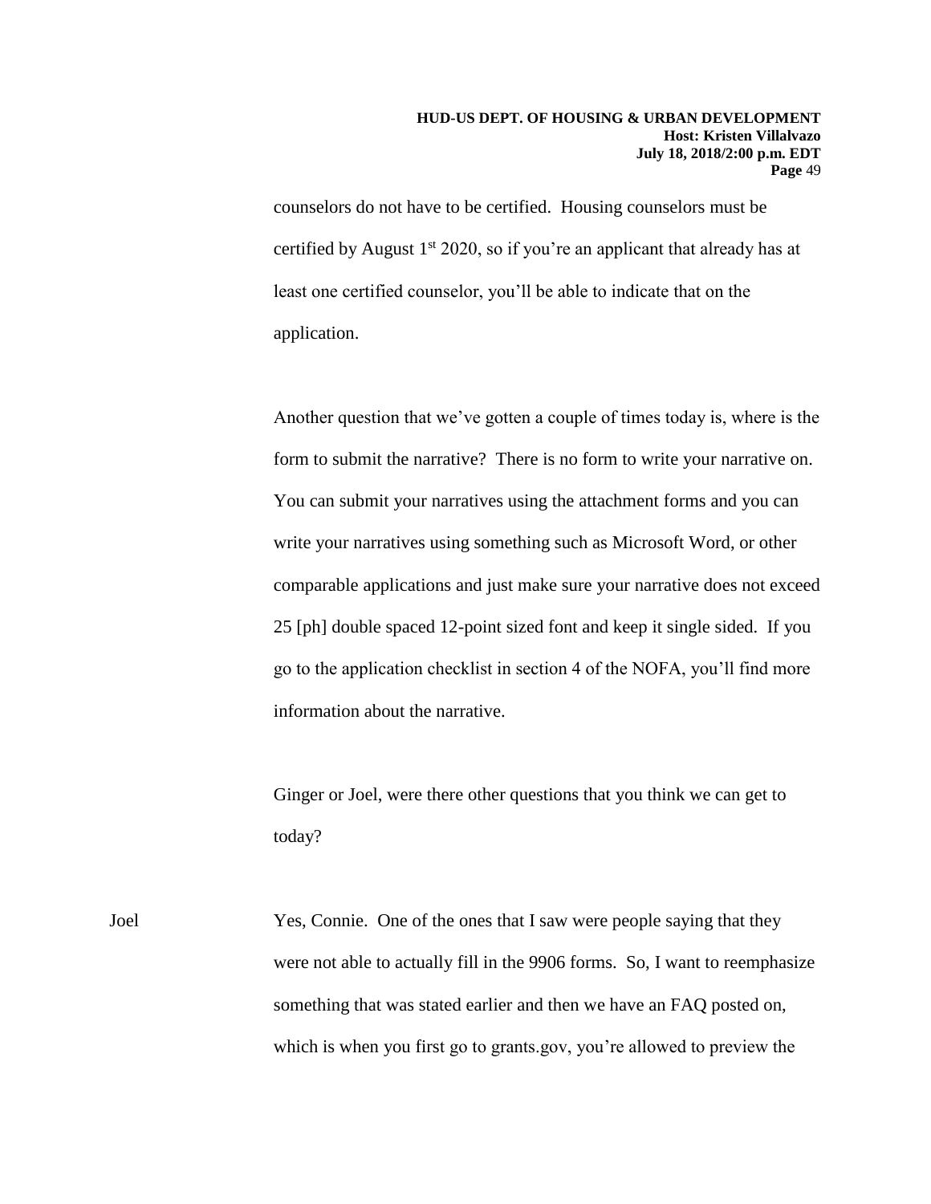counselors do not have to be certified. Housing counselors must be certified by August 1st 2020, so if you're an applicant that already has at least one certified counselor, you'll be able to indicate that on the application.

Another question that we've gotten a couple of times today is, where is the form to submit the narrative? There is no form to write your narrative on. You can submit your narratives using the attachment forms and you can write your narratives using something such as Microsoft Word, or other comparable applications and just make sure your narrative does not exceed 25 [ph] double spaced 12-point sized font and keep it single sided. If you go to the application checklist in section 4 of the NOFA, you'll find more information about the narrative.

Ginger or Joel, were there other questions that you think we can get to today?

Joel Yes, Connie. One of the ones that I saw were people saying that they were not able to actually fill in the 9906 forms. So, I want to reemphasize something that was stated earlier and then we have an FAQ posted on, which is when you first go to grants.gov, you're allowed to preview the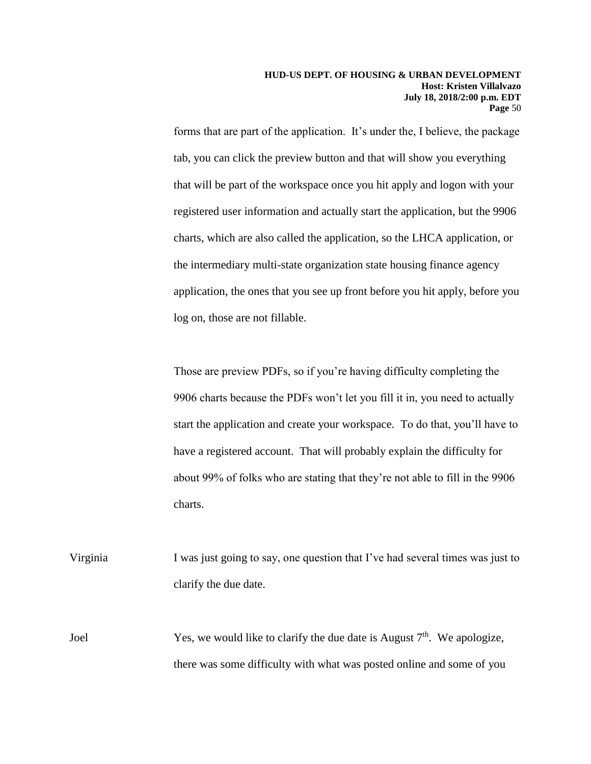forms that are part of the application. It's under the, I believe, the package tab, you can click the preview button and that will show you everything that will be part of the workspace once you hit apply and logon with your registered user information and actually start the application, but the 9906 charts, which are also called the application, so the LHCA application, or the intermediary multi-state organization state housing finance agency application, the ones that you see up front before you hit apply, before you log on, those are not fillable.

Those are preview PDFs, so if you're having difficulty completing the 9906 charts because the PDFs won't let you fill it in, you need to actually start the application and create your workspace. To do that, you'll have to have a registered account. That will probably explain the difficulty for about 99% of folks who are stating that they're not able to fill in the 9906 charts.

Virginia: I was just going to say, one question that I've had several times was just to clarify the due date.

Joel: Yes, we would like to clarify the due date is August 7th. We apologize, there was some difficulty with what was posted online and some of you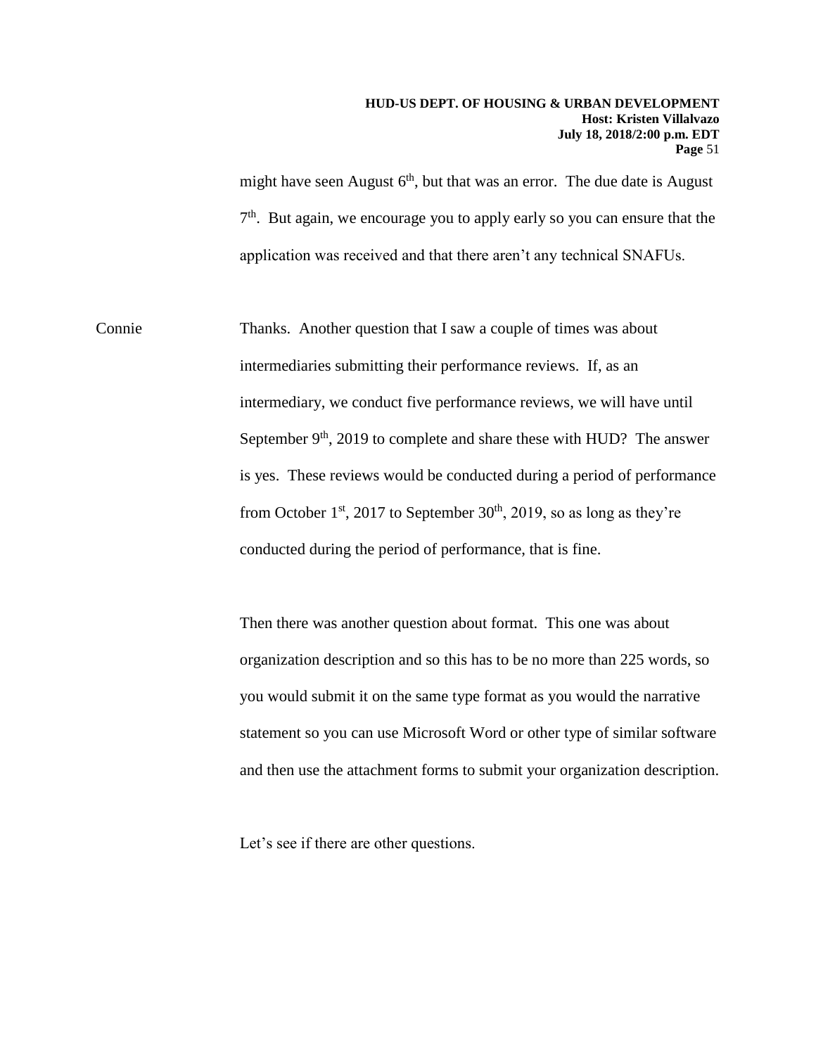might have seen August 6th, but that was an error. The due date is August 7th. But again, we encourage you to apply early so you can ensure that the application was received and that there aren't any technical SNAFUs.

Connie Thanks. Another question that I saw a couple of times was about intermediaries submitting their performance reviews. If, as an intermediary, we conduct five performance reviews, we will have until September 9th, 2019 to complete and share these with HUD? The answer is yes. These reviews would be conducted during a period of performance from October 1st, 2017 to September 30th, 2019, so as long as they're conducted during the period of performance, that is fine.

Then there was another question about format. This one was about organization description and so this has to be no more than 225 words, so you would submit it on the same type format as you would the narrative statement so you can use Microsoft Word or other type of similar software and then use the attachment forms to submit your organization description.

Let's see if there are other questions.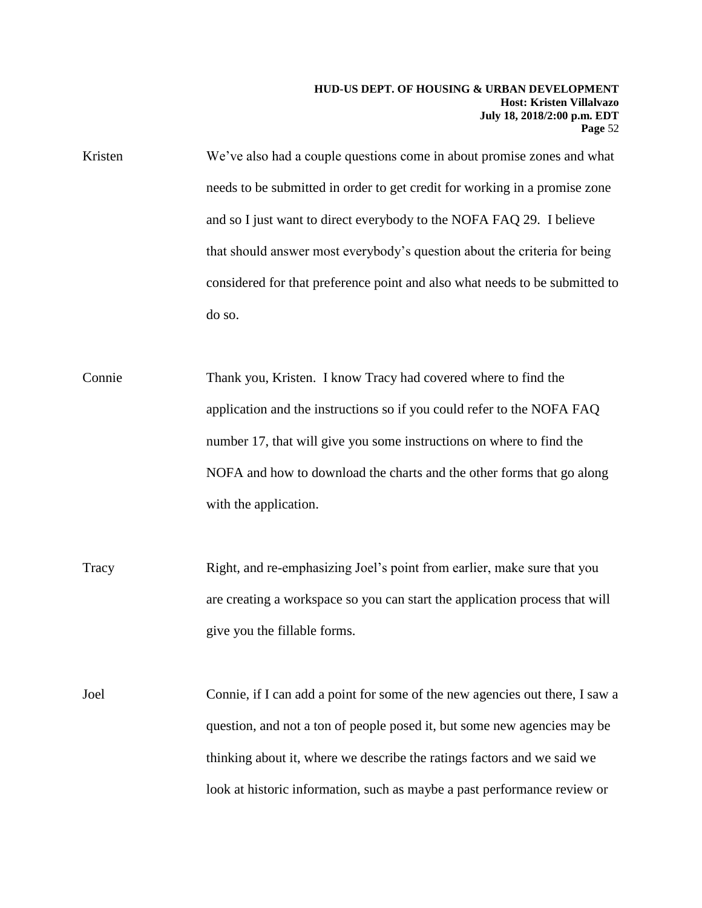Kristen We've also had a couple questions come in about promise zones and what needs to be submitted in order to get credit for working in a promise zone and so I just want to direct everybody to the NOFA FAQ 29. I believe that should answer most everybody's question about the criteria for being considered for that preference point and also what needs to be submitted to do so.

Connie Thank you, Kristen. I know Tracy had covered where to find the application and the instructions so if you could refer to the NOFA FAQ number 17, that will give you some instructions on where to find the NOFA and how to download the charts and the other forms that go along with the application.

Tracy Right, and re-emphasizing Joel's point from earlier, make sure that you are creating a workspace so you can start the application process that will give you the fillable forms.

Joel Connie, if I can add a point for some of the new agencies out there, I saw a question, and not a ton of people posed it, but some new agencies may be thinking about it, where we describe the ratings factors and we said we look at historic information, such as maybe a past performance review or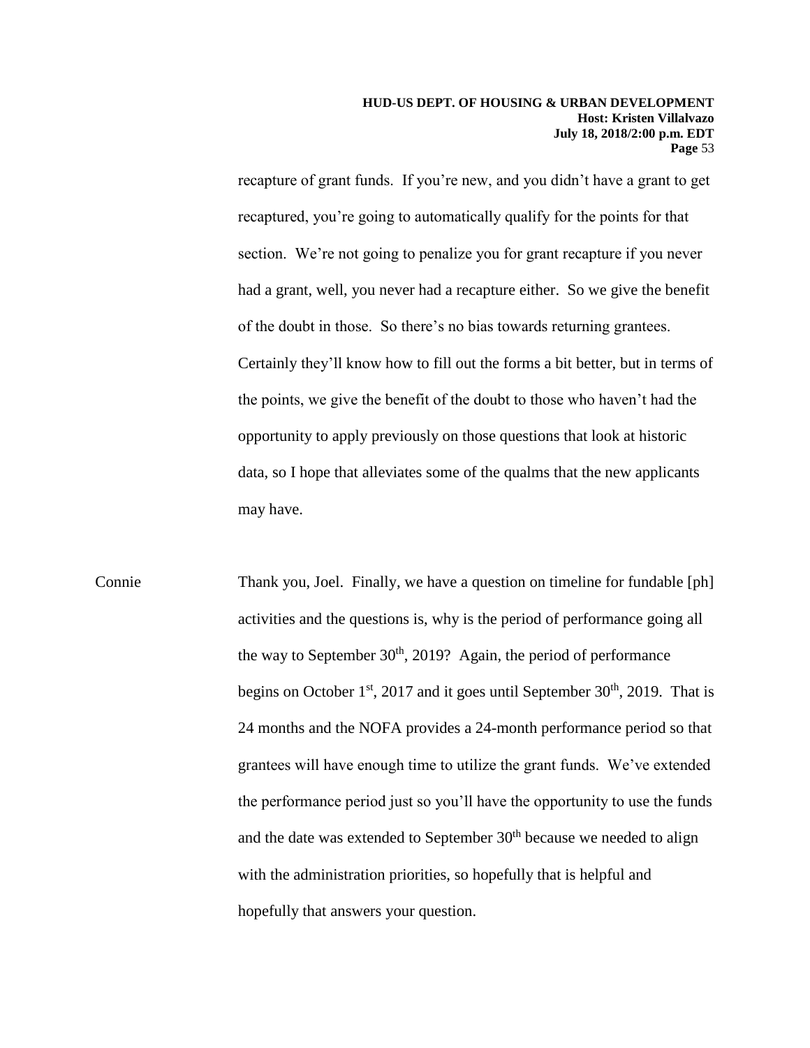recapture of grant funds. If you're new, and you didn't have a grant to get recaptured, you're going to automatically qualify for the points for that section. We're not going to penalize you for grant recapture if you never had a grant, well, you never had a recapture either. So we give the benefit of the doubt in those. So there's no bias towards returning grantees. Certainly they'll know how to fill out the forms a bit better, but in terms of the points, we give the benefit of the doubt to those who haven't had the opportunity to apply previously on those questions that look at historic data, so I hope that alleviates some of the qualms that the new applicants may have.

Connie Thank you, Joel. Finally, we have a question on timeline for fundable [ph] activities and the questions is, why is the period of performance going all the way to September 30th, 2019? Again, the period of performance begins on October 1st, 2017 and it goes until September 30th, 2019. That is 24 months and the NOFA provides a 24-month performance period so that grantees will have enough time to utilize the grant funds. We've extended the performance period just so you'll have the opportunity to use the funds and the date was extended to September 30th because we needed to align with the administration priorities, so hopefully that is helpful and hopefully that answers your question.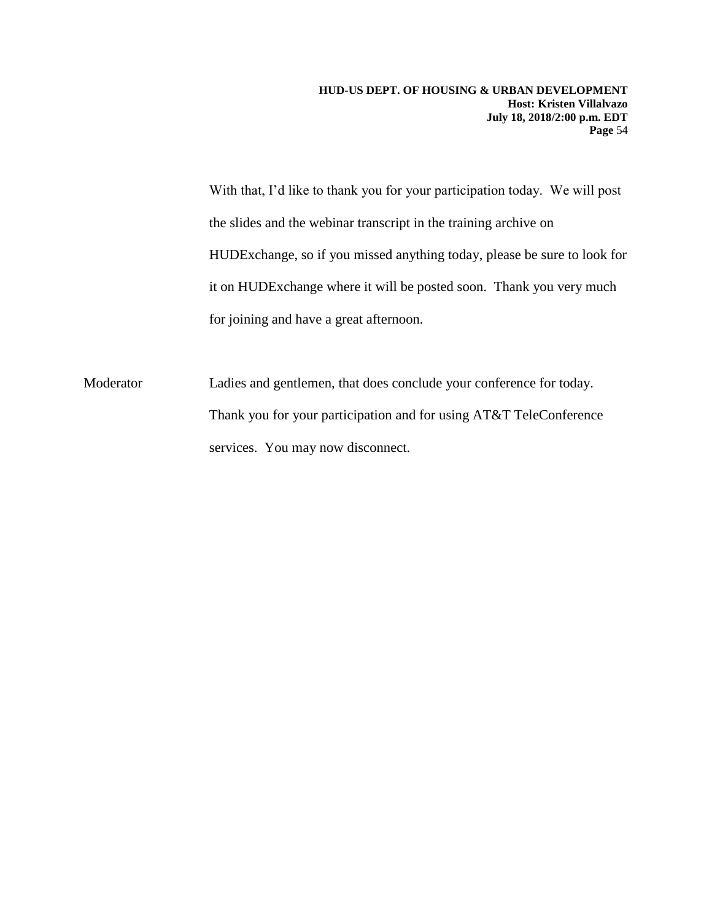With that, I'd like to thank you for your participation today. We will post the slides and the webinar transcript in the training archive on HUDExchange, so if you missed anything today, please be sure to look for it on HUDExchange where it will be posted soon. Thank you very much for joining and have a great afternoon.

Moderator Ladies and gentlemen, that does conclude your conference for today. Thank you for your participation and for using AT&T TeleConference services. You may now disconnect.